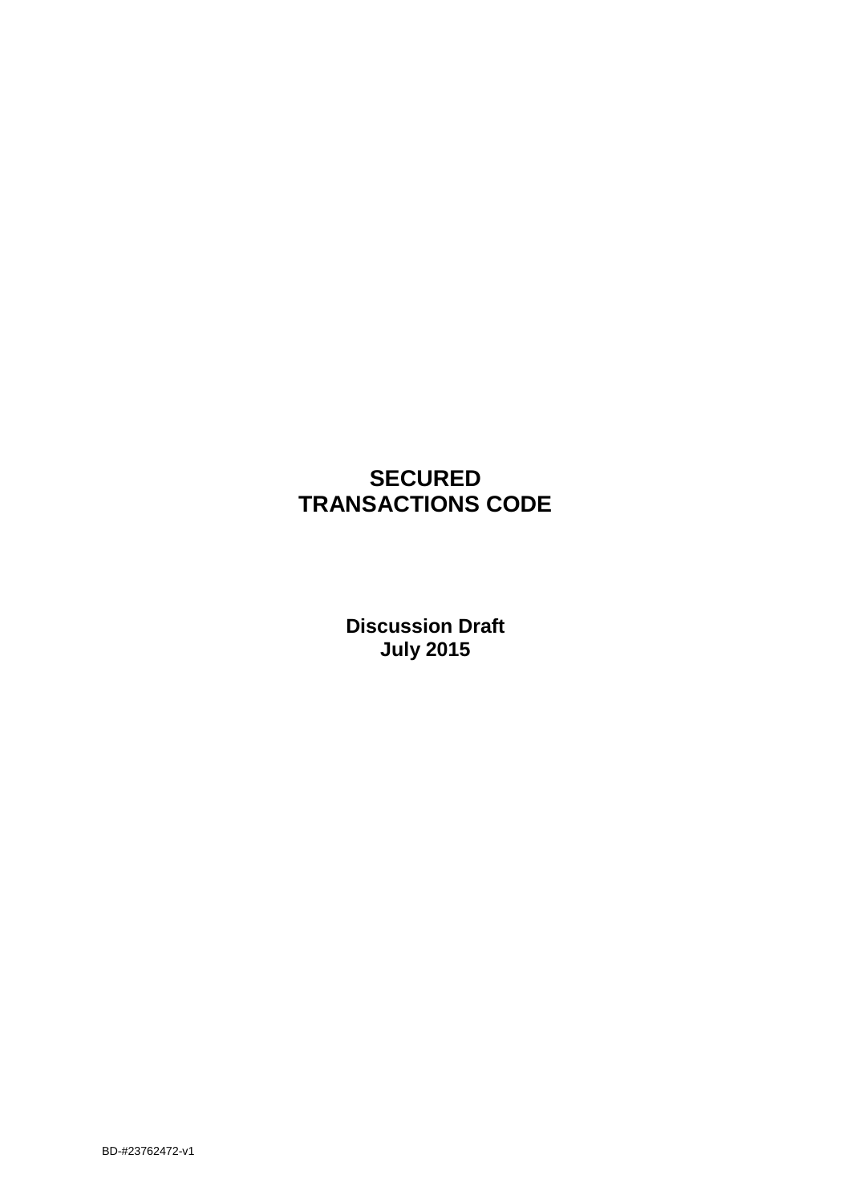# SECURED TRANSACTIONS CODE

**Discussion Draft**
**July 2015**

BD-#23762472-v1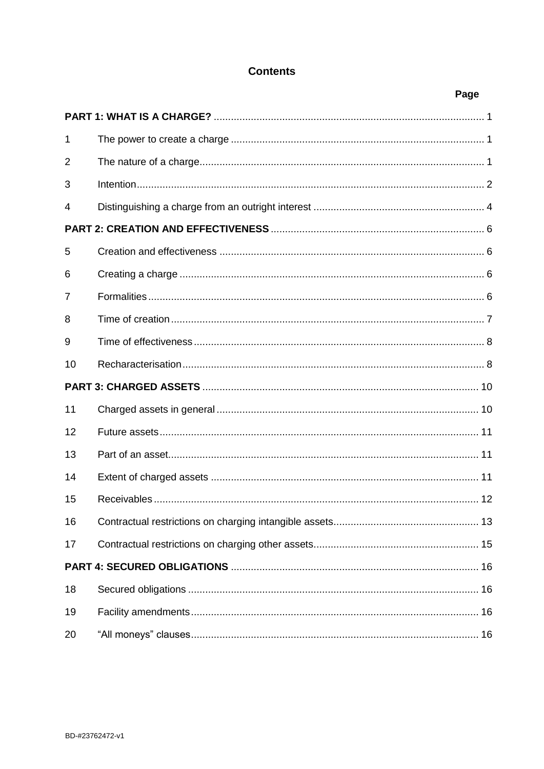# Contents

| | | Page |
|---|---|---|
| **PART 1: WHAT IS A CHARGE?** | | 1 |
| 1 | The power to create a charge | 1 |
| 2 | The nature of a charge | 1 |
| 3 | Intention | 2 |
| 4 | Distinguishing a charge from an outright interest | 4 |
| **PART 2: CREATION AND EFFECTIVENESS** | | 6 |
| 5 | Creation and effectiveness | 6 |
| 6 | Creating a charge | 6 |
| 7 | Formalities | 6 |
| 8 | Time of creation | 7 |
| 9 | Time of effectiveness | 8 |
| 10 | Recharacterisation | 8 |
| **PART 3: CHARGED ASSETS** | | 10 |
| 11 | Charged assets in general | 10 |
| 12 | Future assets | 11 |
| 13 | Part of an asset | 11 |
| 14 | Extent of charged assets | 11 |
| 15 | Receivables | 12 |
| 16 | Contractual restrictions on charging intangible assets | 13 |
| 17 | Contractual restrictions on charging other assets | 15 |
| **PART 4: SECURED OBLIGATIONS** | | 16 |
| 18 | Secured obligations | 16 |
| 19 | Facility amendments | 16 |
| 20 | "All moneys" clauses | 16 |

BD-#23762472-v1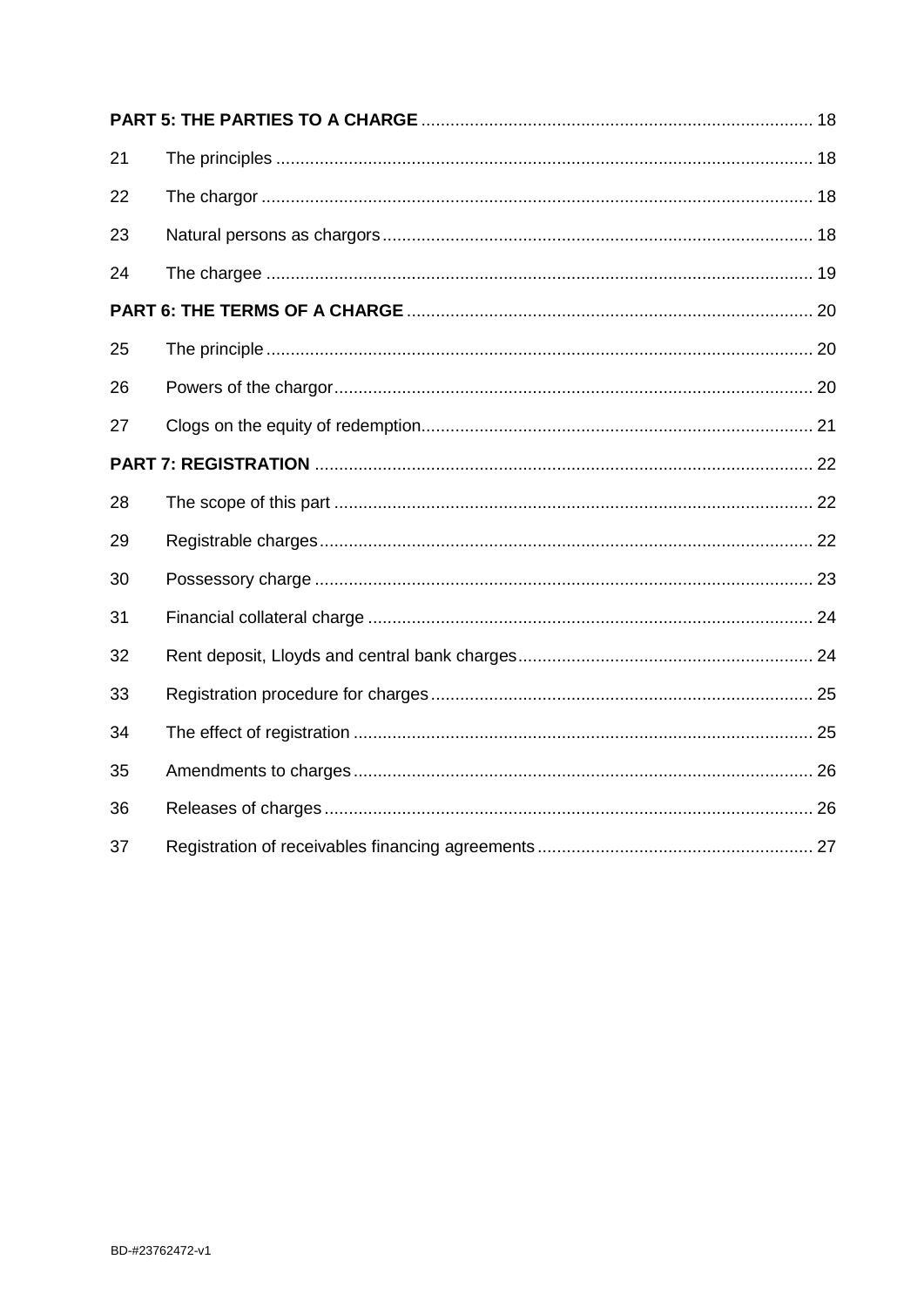| | | |
|---|---|---|
| **PART 5: THE PARTIES TO A CHARGE** | | 18 |
| 21 | The principles | 18 |
| 22 | The chargor | 18 |
| 23 | Natural persons as chargors | 18 |
| 24 | The chargee | 19 |
| **PART 6: THE TERMS OF A CHARGE** | | 20 |
| 25 | The principle | 20 |
| 26 | Powers of the chargor | 20 |
| 27 | Clogs on the equity of redemption | 21 |
| **PART 7: REGISTRATION** | | 22 |
| 28 | The scope of this part | 22 |
| 29 | Registrable charges | 22 |
| 30 | Possessory charge | 23 |
| 31 | Financial collateral charge | 24 |
| 32 | Rent deposit, Lloyds and central bank charges | 24 |
| 33 | Registration procedure for charges | 25 |
| 34 | The effect of registration | 25 |
| 35 | Amendments to charges | 26 |
| 36 | Releases of charges | 26 |
| 37 | Registration of receivables financing agreements | 27 |

BD-#23762472-v1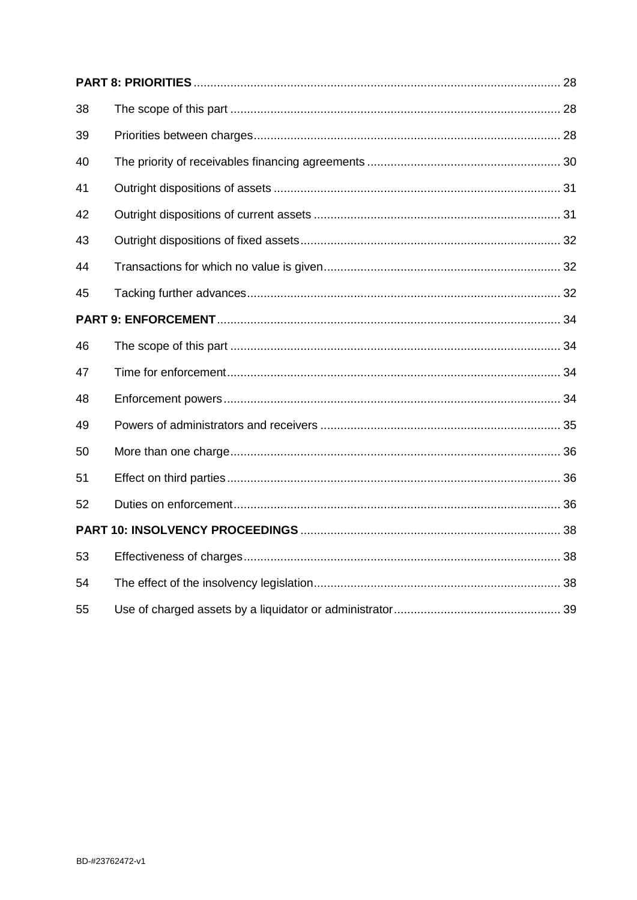| | | |
|---|---|---|
| **PART 8: PRIORITIES** | | 28 |
| 38 | The scope of this part | 28 |
| 39 | Priorities between charges | 28 |
| 40 | The priority of receivables financing agreements | 30 |
| 41 | Outright dispositions of assets | 31 |
| 42 | Outright dispositions of current assets | 31 |
| 43 | Outright dispositions of fixed assets | 32 |
| 44 | Transactions for which no value is given | 32 |
| 45 | Tacking further advances | 32 |
| **PART 9: ENFORCEMENT** | | 34 |
| 46 | The scope of this part | 34 |
| 47 | Time for enforcement | 34 |
| 48 | Enforcement powers | 34 |
| 49 | Powers of administrators and receivers | 35 |
| 50 | More than one charge | 36 |
| 51 | Effect on third parties | 36 |
| 52 | Duties on enforcement | 36 |
| **PART 10: INSOLVENCY PROCEEDINGS** | | 38 |
| 53 | Effectiveness of charges | 38 |
| 54 | The effect of the insolvency legislation | 38 |
| 55 | Use of charged assets by a liquidator or administrator | 39 |

BD-#23762472-v1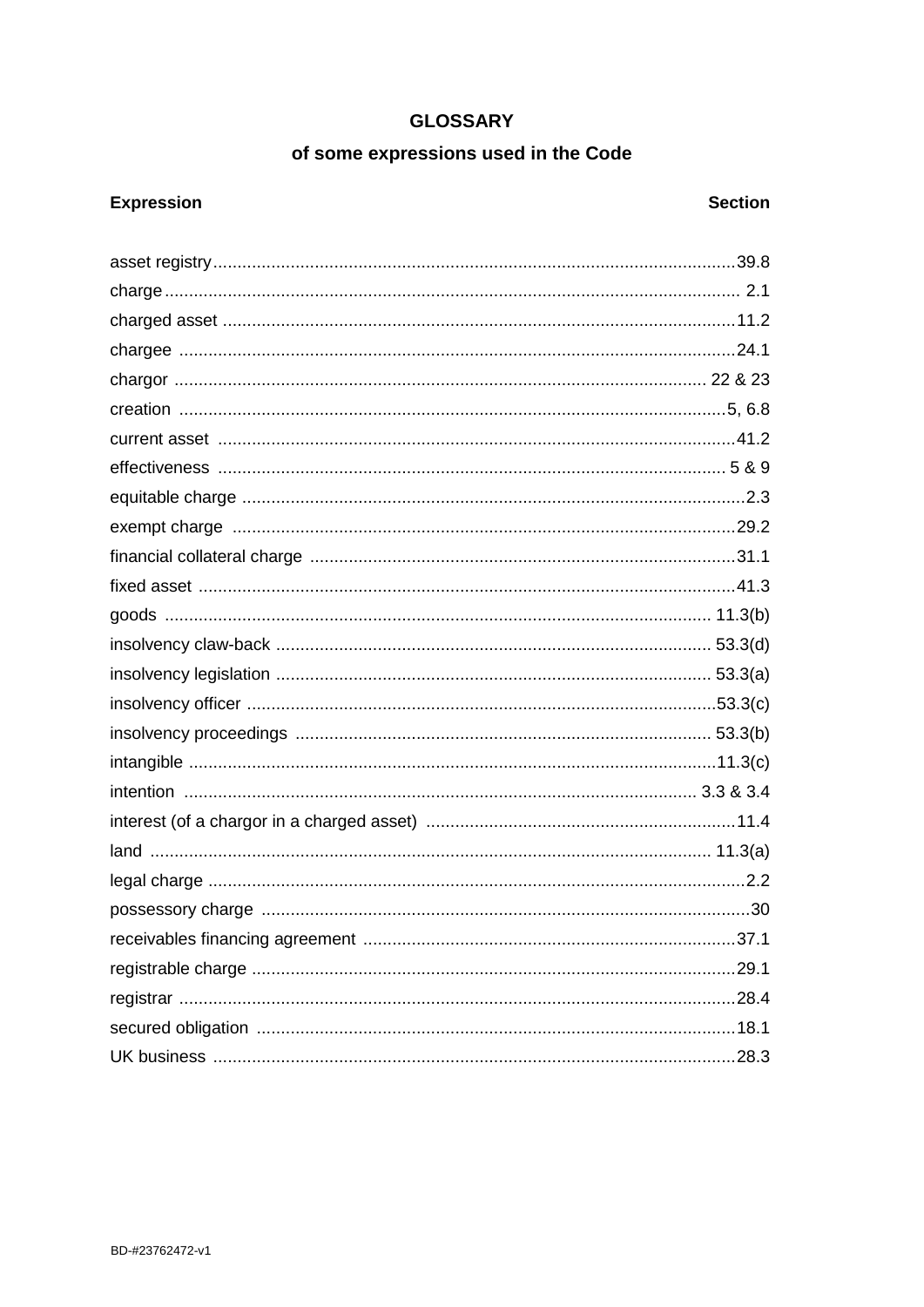## GLOSSARY

### of some expressions used in the Code

| Expression | Section |
|---|---|
| asset registry | 39.8 |
| charge | 2.1 |
| charged asset | 11.2 |
| chargee | 24.1 |
| chargor | 22 & 23 |
| creation | 5, 6.8 |
| current asset | 41.2 |
| effectiveness | 5 & 9 |
| equitable charge | 2.3 |
| exempt charge | 29.2 |
| financial collateral charge | 31.1 |
| fixed asset | 41.3 |
| goods | 11.3(b) |
| insolvency claw-back | 53.3(d) |
| insolvency legislation | 53.3(a) |
| insolvency officer | 53.3(c) |
| insolvency proceedings | 53.3(b) |
| intangible | 11.3(c) |
| intention | 3.3 & 3.4 |
| interest (of a chargor in a charged asset) | 11.4 |
| land | 11.3(a) |
| legal charge | 2.2 |
| possessory charge | 30 |
| receivables financing agreement | 37.1 |
| registrable charge | 29.1 |
| registrar | 28.4 |
| secured obligation | 18.1 |
| UK business | 28.3 |

BD-#23762472-v1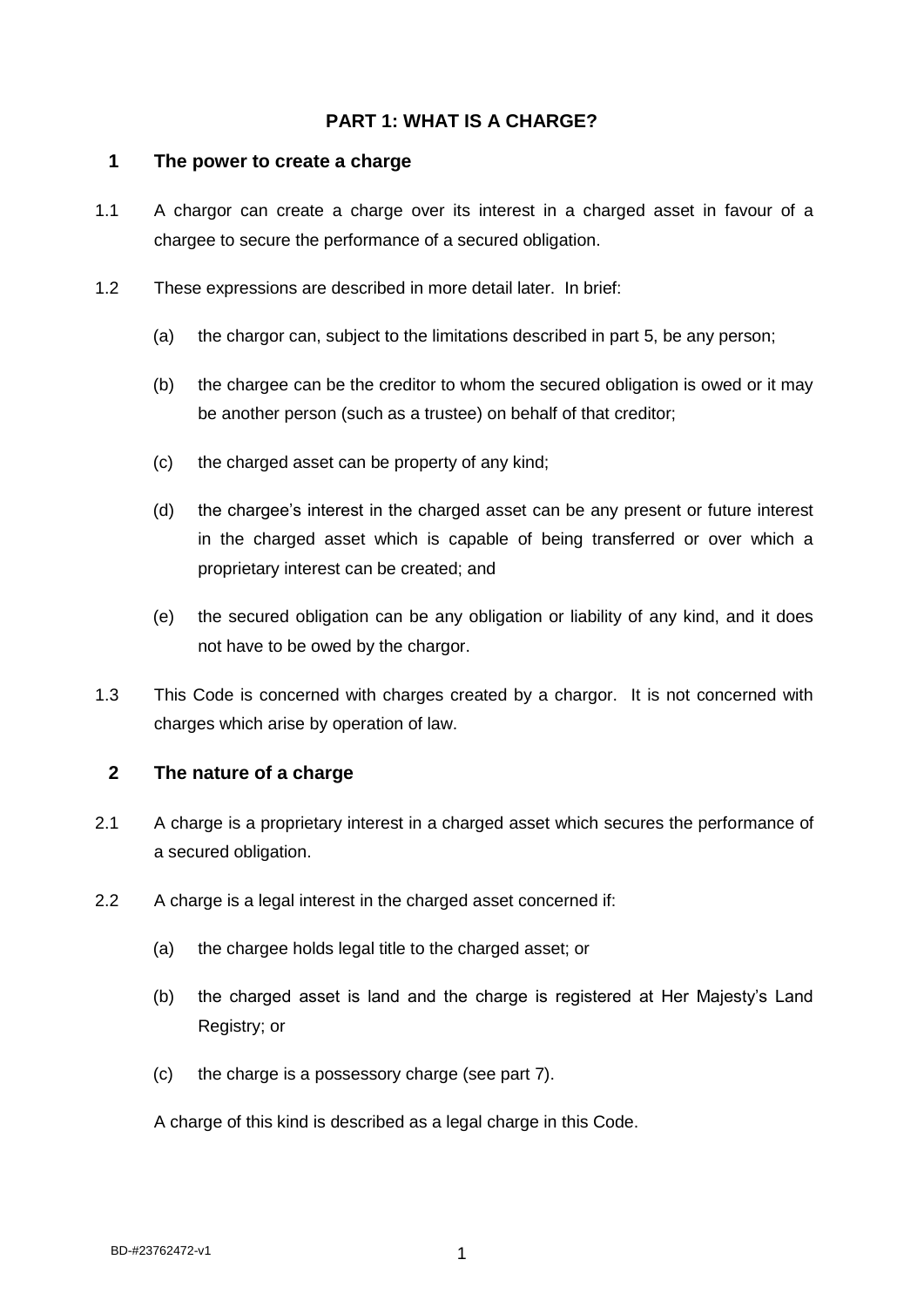# PART 1: WHAT IS A CHARGE?

## 1 The power to create a charge

1.1 A chargor can create a charge over its interest in a charged asset in favour of a chargee to secure the performance of a secured obligation.

1.2 These expressions are described in more detail later. In brief:

(a) the chargor can, subject to the limitations described in part 5, be any person;

(b) the chargee can be the creditor to whom the secured obligation is owed or it may be another person (such as a trustee) on behalf of that creditor;

(c) the charged asset can be property of any kind;

(d) the chargee's interest in the charged asset can be any present or future interest in the charged asset which is capable of being transferred or over which a proprietary interest can be created; and

(e) the secured obligation can be any obligation or liability of any kind, and it does not have to be owed by the chargor.

1.3 This Code is concerned with charges created by a chargor. It is not concerned with charges which arise by operation of law.

## 2 The nature of a charge

2.1 A charge is a proprietary interest in a charged asset which secures the performance of a secured obligation.

2.2 A charge is a legal interest in the charged asset concerned if:

(a) the chargee holds legal title to the charged asset; or

(b) the charged asset is land and the charge is registered at Her Majesty's Land Registry; or

(c) the charge is a possessory charge (see part 7).

A charge of this kind is described as a legal charge in this Code.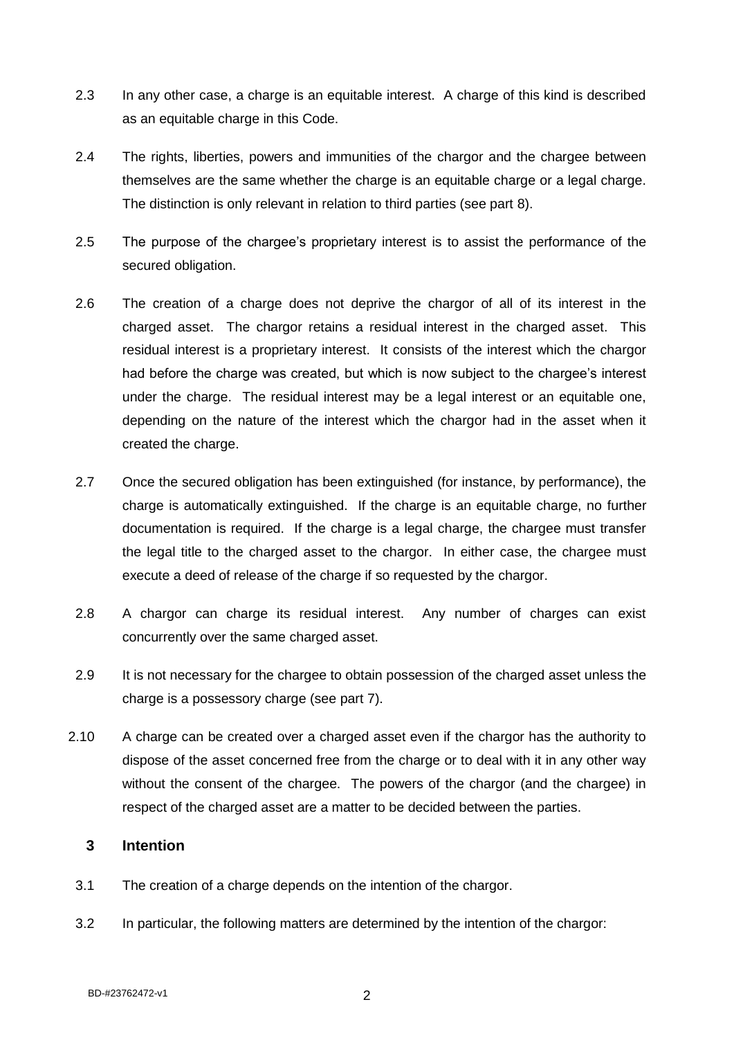2.3 In any other case, a charge is an equitable interest. A charge of this kind is described as an equitable charge in this Code.

2.4 The rights, liberties, powers and immunities of the chargor and the chargee between themselves are the same whether the charge is an equitable charge or a legal charge. The distinction is only relevant in relation to third parties (see part 8).

2.5 The purpose of the chargee's proprietary interest is to assist the performance of the secured obligation.

2.6 The creation of a charge does not deprive the chargor of all of its interest in the charged asset. The chargor retains a residual interest in the charged asset. This residual interest is a proprietary interest. It consists of the interest which the chargor had before the charge was created, but which is now subject to the chargee's interest under the charge. The residual interest may be a legal interest or an equitable one, depending on the nature of the interest which the chargor had in the asset when it created the charge.

2.7 Once the secured obligation has been extinguished (for instance, by performance), the charge is automatically extinguished. If the charge is an equitable charge, no further documentation is required. If the charge is a legal charge, the chargee must transfer the legal title to the charged asset to the chargor. In either case, the chargee must execute a deed of release of the charge if so requested by the chargor.

2.8 A chargor can charge its residual interest. Any number of charges can exist concurrently over the same charged asset.

2.9 It is not necessary for the chargee to obtain possession of the charged asset unless the charge is a possessory charge (see part 7).

2.10 A charge can be created over a charged asset even if the chargor has the authority to dispose of the asset concerned free from the charge or to deal with it in any other way without the consent of the chargee. The powers of the chargor (and the chargee) in respect of the charged asset are a matter to be decided between the parties.

## 3 Intention

3.1 The creation of a charge depends on the intention of the chargor.

3.2 In particular, the following matters are determined by the intention of the chargor: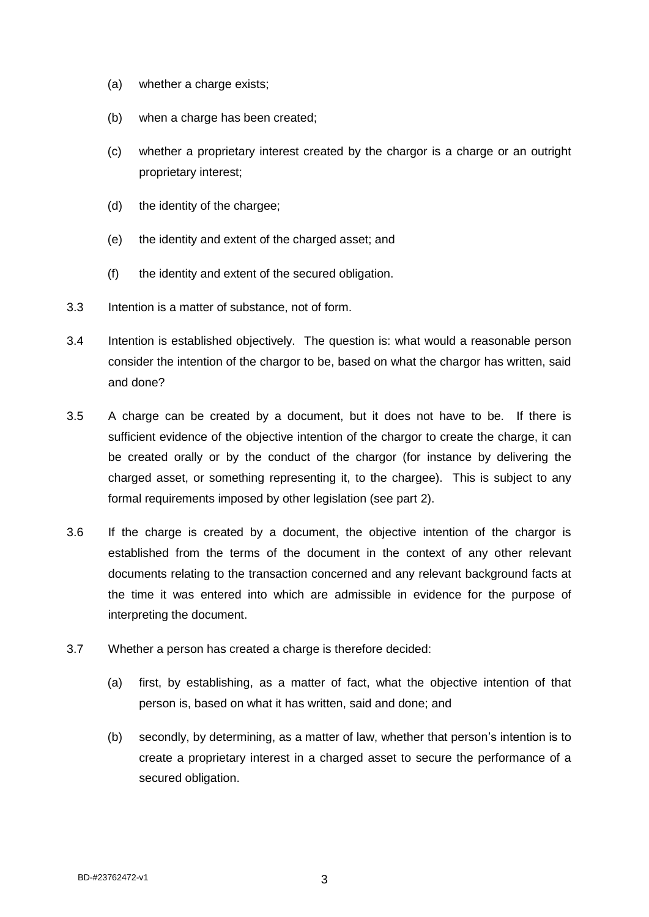(a) whether a charge exists;

(b) when a charge has been created;

(c) whether a proprietary interest created by the chargor is a charge or an outright proprietary interest;

(d) the identity of the chargee;

(e) the identity and extent of the charged asset; and

(f) the identity and extent of the secured obligation.

3.3 Intention is a matter of substance, not of form.

3.4 Intention is established objectively. The question is: what would a reasonable person consider the intention of the chargor to be, based on what the chargor has written, said and done?

3.5 A charge can be created by a document, but it does not have to be. If there is sufficient evidence of the objective intention of the chargor to create the charge, it can be created orally or by the conduct of the chargor (for instance by delivering the charged asset, or something representing it, to the chargee). This is subject to any formal requirements imposed by other legislation (see part 2).

3.6 If the charge is created by a document, the objective intention of the chargor is established from the terms of the document in the context of any other relevant documents relating to the transaction concerned and any relevant background facts at the time it was entered into which are admissible in evidence for the purpose of interpreting the document.

3.7 Whether a person has created a charge is therefore decided:

(a) first, by establishing, as a matter of fact, what the objective intention of that person is, based on what it has written, said and done; and

(b) secondly, by determining, as a matter of law, whether that person's intention is to create a proprietary interest in a charged asset to secure the performance of a secured obligation.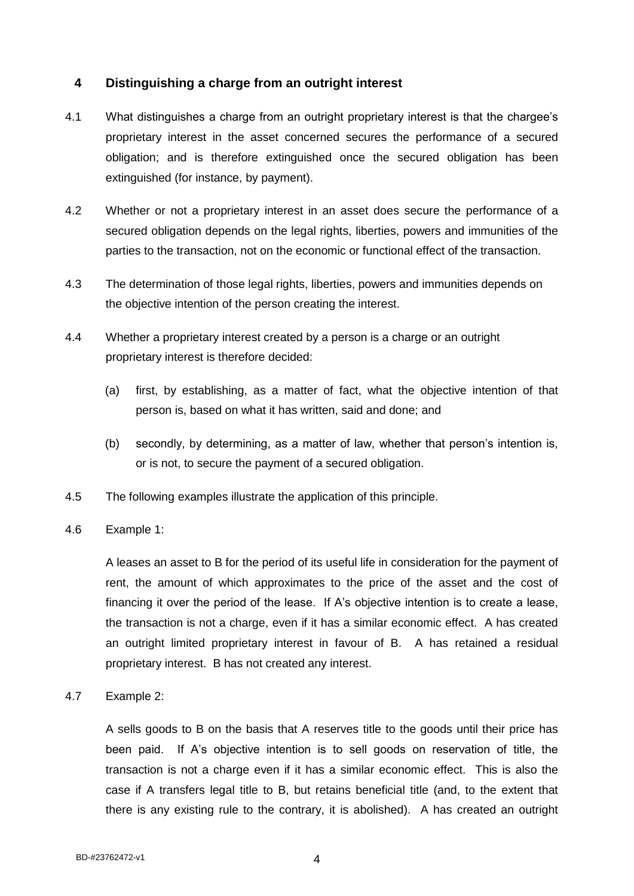## 4 Distinguishing a charge from an outright interest

4.1 What distinguishes a charge from an outright proprietary interest is that the chargee's proprietary interest in the asset concerned secures the performance of a secured obligation; and is therefore extinguished once the secured obligation has been extinguished (for instance, by payment).

4.2 Whether or not a proprietary interest in an asset does secure the performance of a secured obligation depends on the legal rights, liberties, powers and immunities of the parties to the transaction, not on the economic or functional effect of the transaction.

4.3 The determination of those legal rights, liberties, powers and immunities depends on the objective intention of the person creating the interest.

4.4 Whether a proprietary interest created by a person is a charge or an outright proprietary interest is therefore decided:

(a) first, by establishing, as a matter of fact, what the objective intention of that person is, based on what it has written, said and done; and

(b) secondly, by determining, as a matter of law, whether that person's intention is, or is not, to secure the payment of a secured obligation.

4.5 The following examples illustrate the application of this principle.

4.6 Example 1:

A leases an asset to B for the period of its useful life in consideration for the payment of rent, the amount of which approximates to the price of the asset and the cost of financing it over the period of the lease. If A's objective intention is to create a lease, the transaction is not a charge, even if it has a similar economic effect. A has created an outright limited proprietary interest in favour of B. A has retained a residual proprietary interest. B has not created any interest.

4.7 Example 2:

A sells goods to B on the basis that A reserves title to the goods until their price has been paid. If A's objective intention is to sell goods on reservation of title, the transaction is not a charge even if it has a similar economic effect. This is also the case if A transfers legal title to B, but retains beneficial title (and, to the extent that there is any existing rule to the contrary, it is abolished). A has created an outright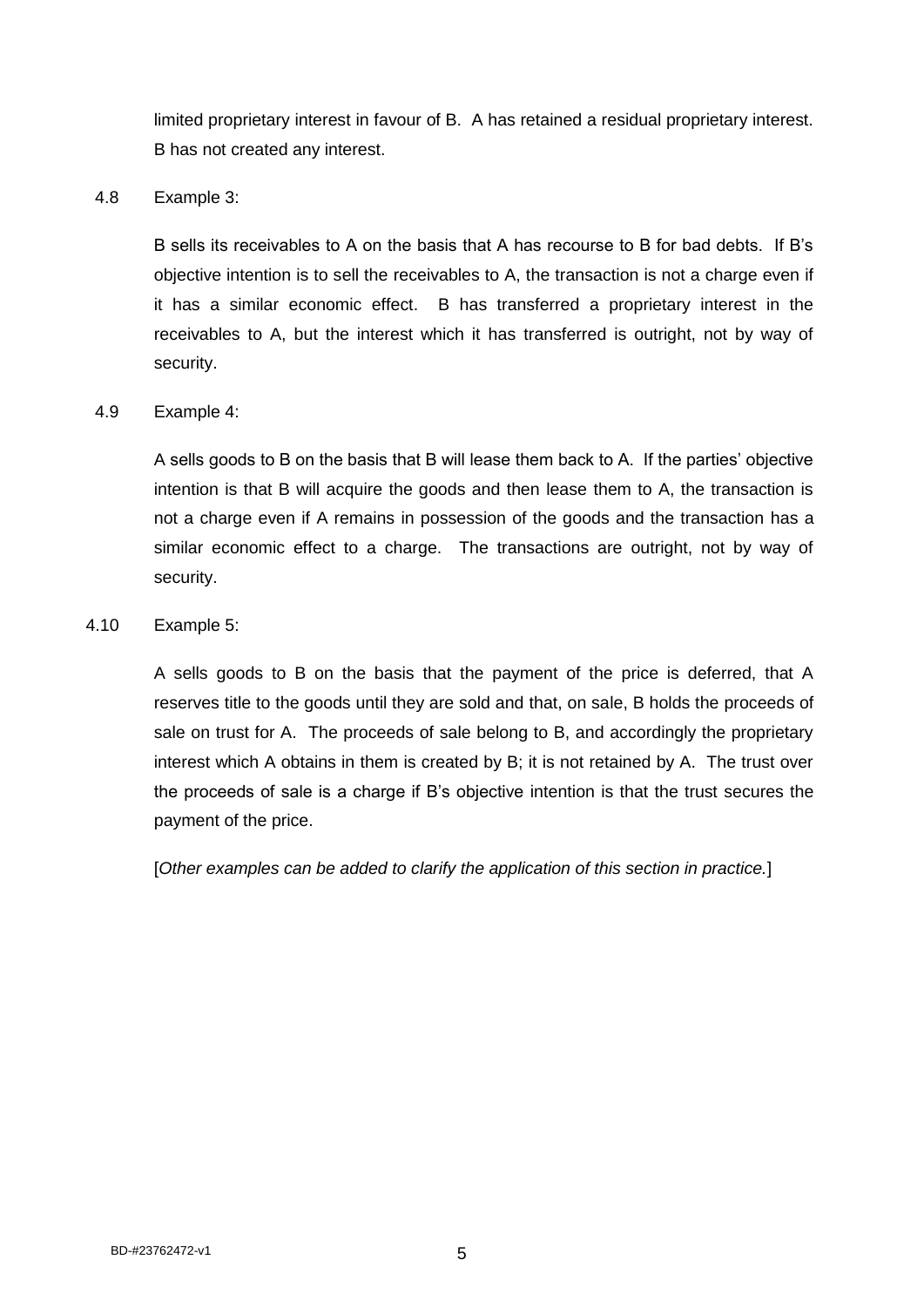limited proprietary interest in favour of B. A has retained a residual proprietary interest. B has not created any interest.

4.8 Example 3:

B sells its receivables to A on the basis that A has recourse to B for bad debts. If B's objective intention is to sell the receivables to A, the transaction is not a charge even if it has a similar economic effect. B has transferred a proprietary interest in the receivables to A, but the interest which it has transferred is outright, not by way of security.

4.9 Example 4:

A sells goods to B on the basis that B will lease them back to A. If the parties' objective intention is that B will acquire the goods and then lease them to A, the transaction is not a charge even if A remains in possession of the goods and the transaction has a similar economic effect to a charge. The transactions are outright, not by way of security.

4.10 Example 5:

A sells goods to B on the basis that the payment of the price is deferred, that A reserves title to the goods until they are sold and that, on sale, B holds the proceeds of sale on trust for A. The proceeds of sale belong to B, and accordingly the proprietary interest which A obtains in them is created by B; it is not retained by A. The trust over the proceeds of sale is a charge if B's objective intention is that the trust secures the payment of the price.

[*Other examples can be added to clarify the application of this section in practice.*]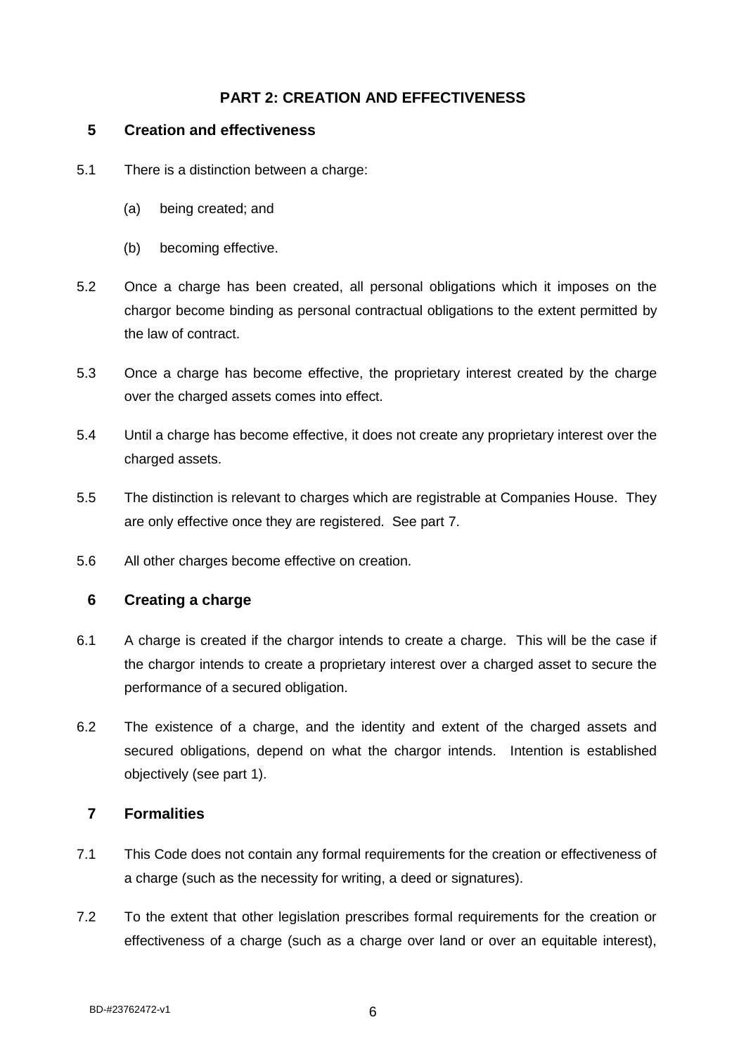## PART 2: CREATION AND EFFECTIVENESS

### 5 Creation and effectiveness

5.1 There is a distinction between a charge:

(a) being created; and

(b) becoming effective.

5.2 Once a charge has been created, all personal obligations which it imposes on the chargor become binding as personal contractual obligations to the extent permitted by the law of contract.

5.3 Once a charge has become effective, the proprietary interest created by the charge over the charged assets comes into effect.

5.4 Until a charge has become effective, it does not create any proprietary interest over the charged assets.

5.5 The distinction is relevant to charges which are registrable at Companies House. They are only effective once they are registered. See part 7.

5.6 All other charges become effective on creation.

### 6 Creating a charge

6.1 A charge is created if the chargor intends to create a charge. This will be the case if the chargor intends to create a proprietary interest over a charged asset to secure the performance of a secured obligation.

6.2 The existence of a charge, and the identity and extent of the charged assets and secured obligations, depend on what the chargor intends. Intention is established objectively (see part 1).

### 7 Formalities

7.1 This Code does not contain any formal requirements for the creation or effectiveness of a charge (such as the necessity for writing, a deed or signatures).

7.2 To the extent that other legislation prescribes formal requirements for the creation or effectiveness of a charge (such as a charge over land or over an equitable interest),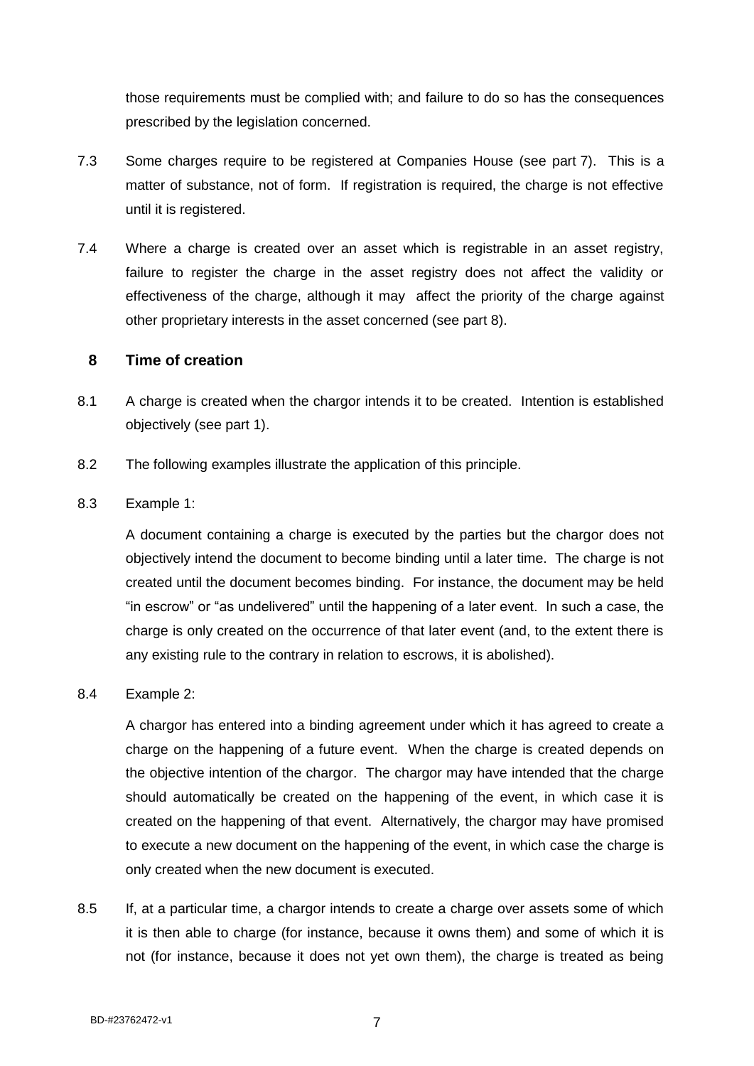those requirements must be complied with; and failure to do so has the consequences prescribed by the legislation concerned.

7.3 Some charges require to be registered at Companies House (see part 7). This is a matter of substance, not of form. If registration is required, the charge is not effective until it is registered.

7.4 Where a charge is created over an asset which is registrable in an asset registry, failure to register the charge in the asset registry does not affect the validity or effectiveness of the charge, although it may affect the priority of the charge against other proprietary interests in the asset concerned (see part 8).

## 8 Time of creation

8.1 A charge is created when the chargor intends it to be created. Intention is established objectively (see part 1).

8.2 The following examples illustrate the application of this principle.

8.3 Example 1:

A document containing a charge is executed by the parties but the chargor does not objectively intend the document to become binding until a later time. The charge is not created until the document becomes binding. For instance, the document may be held "in escrow" or "as undelivered" until the happening of a later event. In such a case, the charge is only created on the occurrence of that later event (and, to the extent there is any existing rule to the contrary in relation to escrows, it is abolished).

8.4 Example 2:

A chargor has entered into a binding agreement under which it has agreed to create a charge on the happening of a future event. When the charge is created depends on the objective intention of the chargor. The chargor may have intended that the charge should automatically be created on the happening of the event, in which case it is created on the happening of that event. Alternatively, the chargor may have promised to execute a new document on the happening of the event, in which case the charge is only created when the new document is executed.

8.5 If, at a particular time, a chargor intends to create a charge over assets some of which it is then able to charge (for instance, because it owns them) and some of which it is not (for instance, because it does not yet own them), the charge is treated as being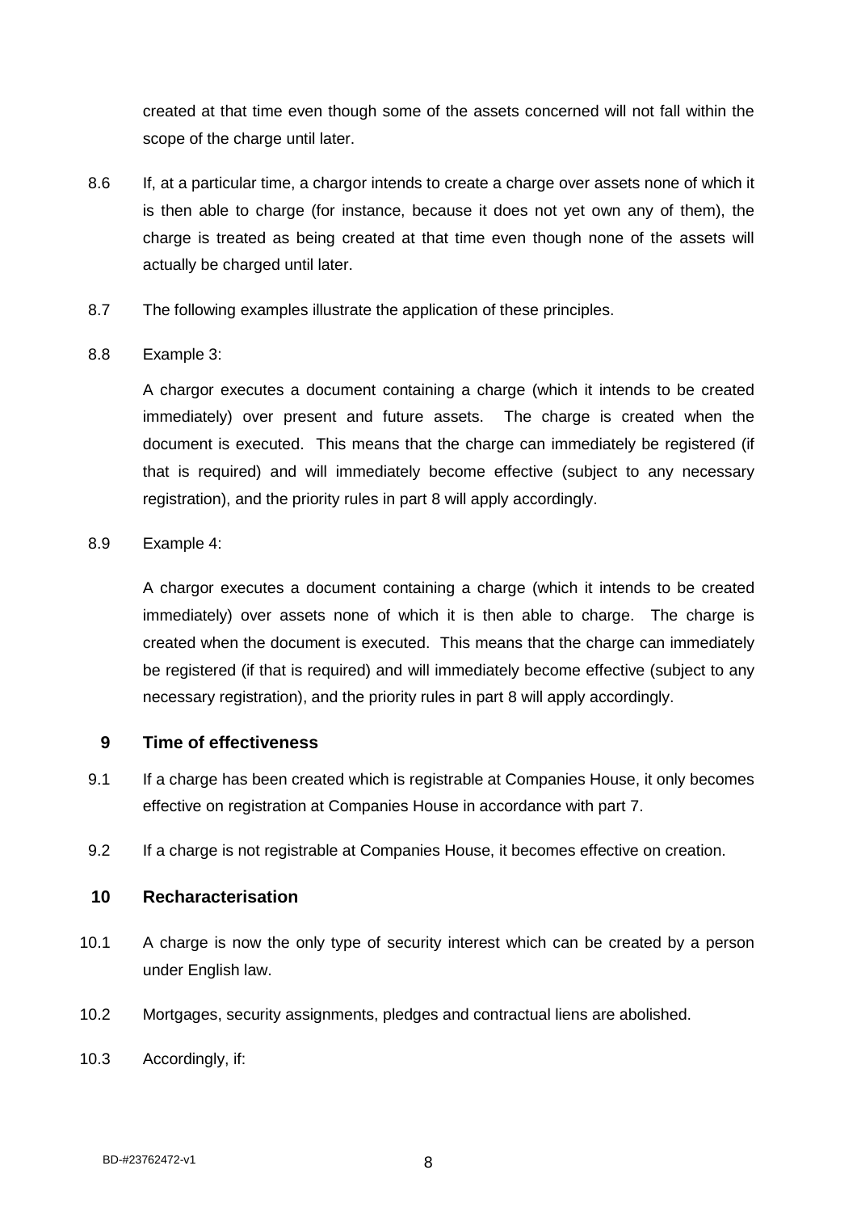created at that time even though some of the assets concerned will not fall within the scope of the charge until later.

8.6 If, at a particular time, a chargor intends to create a charge over assets none of which it is then able to charge (for instance, because it does not yet own any of them), the charge is treated as being created at that time even though none of the assets will actually be charged until later.

8.7 The following examples illustrate the application of these principles.

8.8 Example 3:

A chargor executes a document containing a charge (which it intends to be created immediately) over present and future assets. The charge is created when the document is executed. This means that the charge can immediately be registered (if that is required) and will immediately become effective (subject to any necessary registration), and the priority rules in part 8 will apply accordingly.

8.9 Example 4:

A chargor executes a document containing a charge (which it intends to be created immediately) over assets none of which it is then able to charge. The charge is created when the document is executed. This means that the charge can immediately be registered (if that is required) and will immediately become effective (subject to any necessary registration), and the priority rules in part 8 will apply accordingly.

## 9 Time of effectiveness

9.1 If a charge has been created which is registrable at Companies House, it only becomes effective on registration at Companies House in accordance with part 7.

9.2 If a charge is not registrable at Companies House, it becomes effective on creation.

## 10 Recharacterisation

10.1 A charge is now the only type of security interest which can be created by a person under English law.

10.2 Mortgages, security assignments, pledges and contractual liens are abolished.

10.3 Accordingly, if: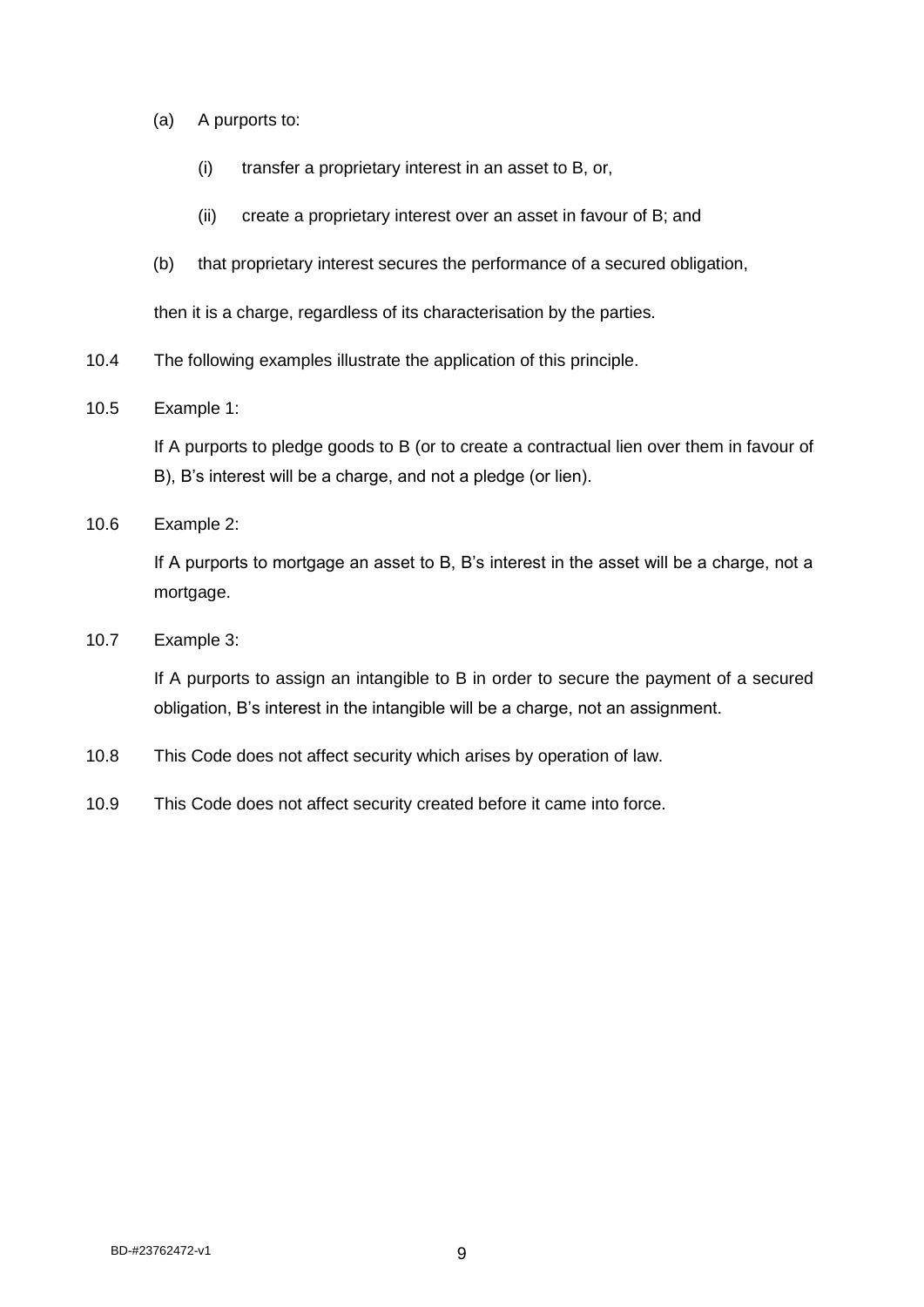(a) A purports to:

    (i) transfer a proprietary interest in an asset to B, or,

    (ii) create a proprietary interest over an asset in favour of B; and

(b) that proprietary interest secures the performance of a secured obligation,

then it is a charge, regardless of its characterisation by the parties.

10.4 The following examples illustrate the application of this principle.

10.5 Example 1:

If A purports to pledge goods to B (or to create a contractual lien over them in favour of B), B's interest will be a charge, and not a pledge (or lien).

10.6 Example 2:

If A purports to mortgage an asset to B, B's interest in the asset will be a charge, not a mortgage.

10.7 Example 3:

If A purports to assign an intangible to B in order to secure the payment of a secured obligation, B's interest in the intangible will be a charge, not an assignment.

10.8 This Code does not affect security which arises by operation of law.

10.9 This Code does not affect security created before it came into force.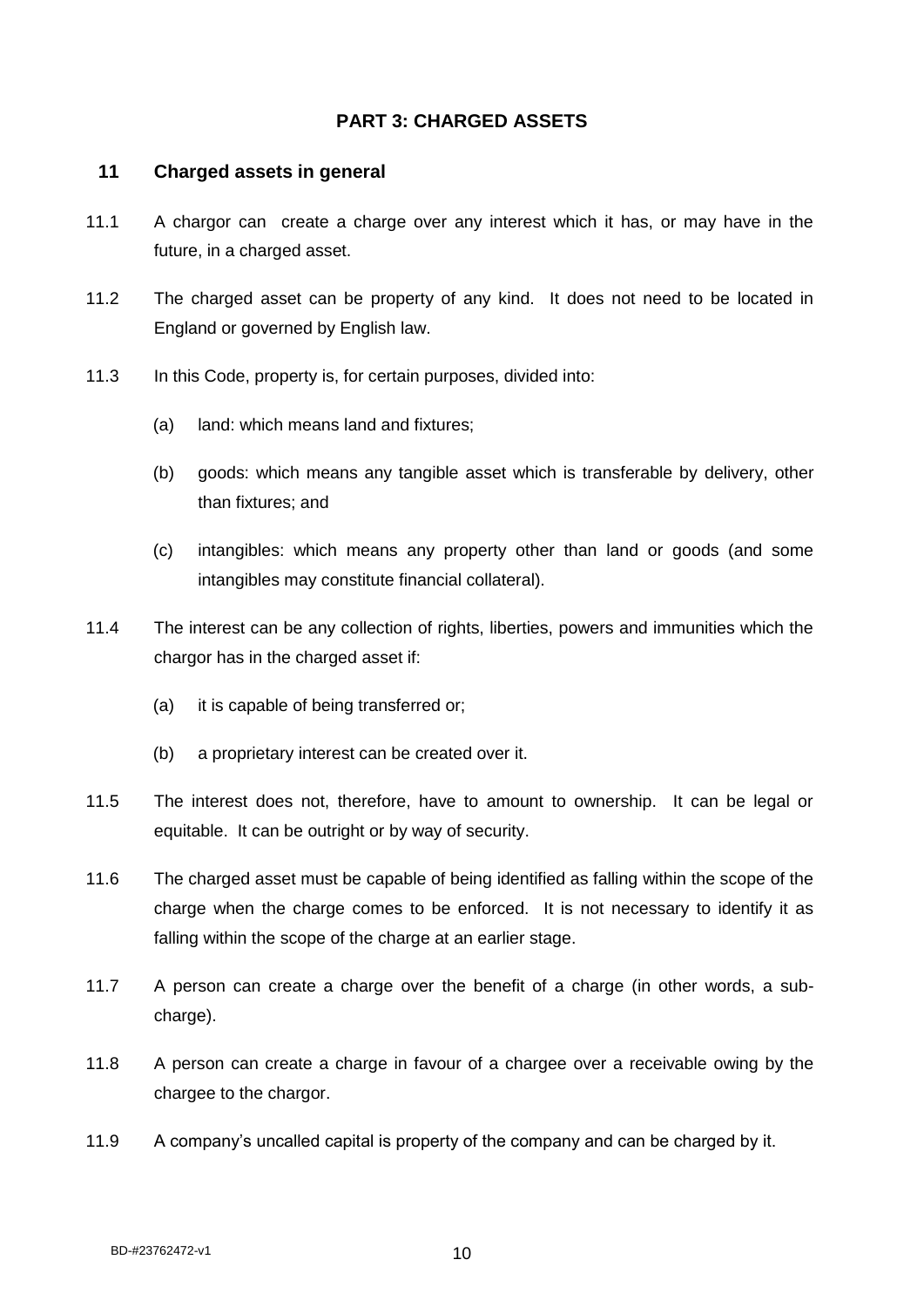## PART 3: CHARGED ASSETS

### 11 Charged assets in general

11.1 A chargor can create a charge over any interest which it has, or may have in the future, in a charged asset.

11.2 The charged asset can be property of any kind. It does not need to be located in England or governed by English law.

11.3 In this Code, property is, for certain purposes, divided into:

(a) land: which means land and fixtures;

(b) goods: which means any tangible asset which is transferable by delivery, other than fixtures; and

(c) intangibles: which means any property other than land or goods (and some intangibles may constitute financial collateral).

11.4 The interest can be any collection of rights, liberties, powers and immunities which the chargor has in the charged asset if:

(a) it is capable of being transferred or;

(b) a proprietary interest can be created over it.

11.5 The interest does not, therefore, have to amount to ownership. It can be legal or equitable. It can be outright or by way of security.

11.6 The charged asset must be capable of being identified as falling within the scope of the charge when the charge comes to be enforced. It is not necessary to identify it as falling within the scope of the charge at an earlier stage.

11.7 A person can create a charge over the benefit of a charge (in other words, a sub-charge).

11.8 A person can create a charge in favour of a chargee over a receivable owing by the chargee to the chargor.

11.9 A company's uncalled capital is property of the company and can be charged by it.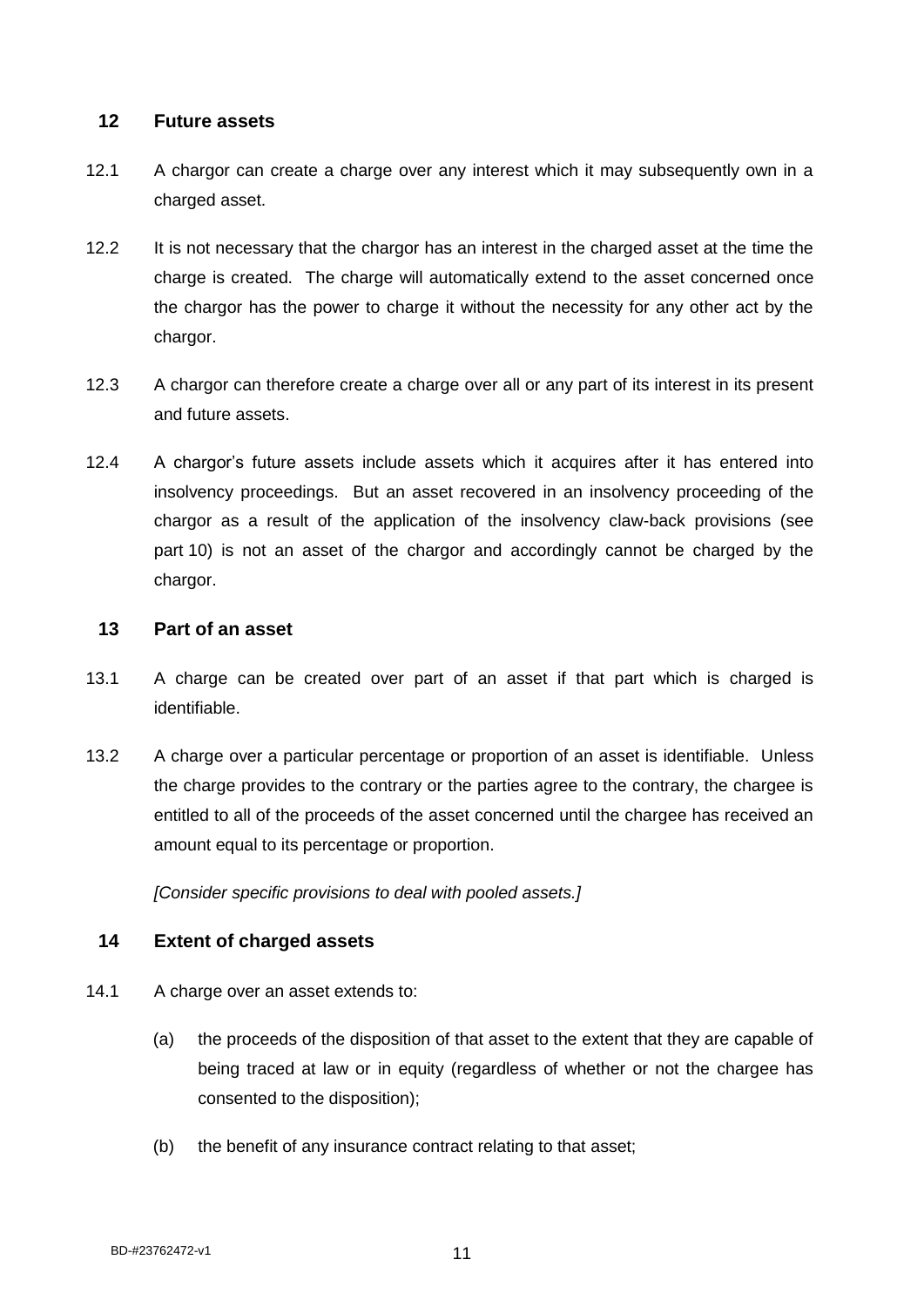## 12 Future assets

12.1 A chargor can create a charge over any interest which it may subsequently own in a charged asset.

12.2 It is not necessary that the chargor has an interest in the charged asset at the time the charge is created. The charge will automatically extend to the asset concerned once the chargor has the power to charge it without the necessity for any other act by the chargor.

12.3 A chargor can therefore create a charge over all or any part of its interest in its present and future assets.

12.4 A chargor's future assets include assets which it acquires after it has entered into insolvency proceedings. But an asset recovered in an insolvency proceeding of the chargor as a result of the application of the insolvency claw-back provisions (see part 10) is not an asset of the chargor and accordingly cannot be charged by the chargor.

## 13 Part of an asset

13.1 A charge can be created over part of an asset if that part which is charged is identifiable.

13.2 A charge over a particular percentage or proportion of an asset is identifiable. Unless the charge provides to the contrary or the parties agree to the contrary, the chargee is entitled to all of the proceeds of the asset concerned until the chargee has received an amount equal to its percentage or proportion.

*[Consider specific provisions to deal with pooled assets.]*

## 14 Extent of charged assets

14.1 A charge over an asset extends to:

(a) the proceeds of the disposition of that asset to the extent that they are capable of being traced at law or in equity (regardless of whether or not the chargee has consented to the disposition);

(b) the benefit of any insurance contract relating to that asset;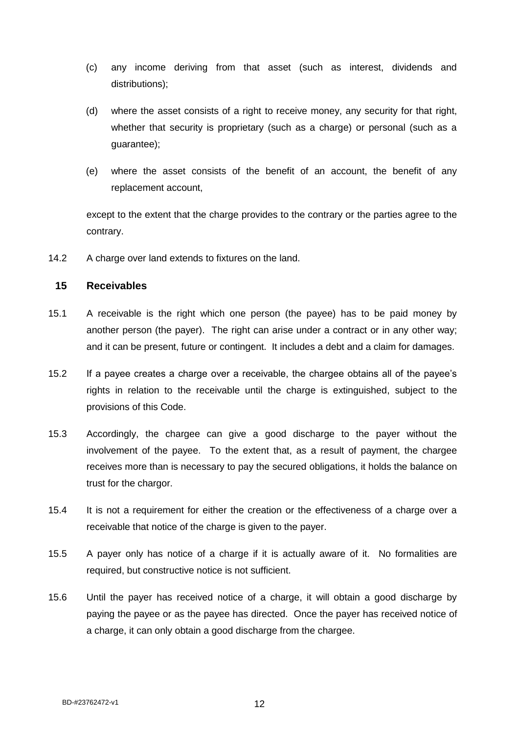(c) any income deriving from that asset (such as interest, dividends and distributions);

(d) where the asset consists of a right to receive money, any security for that right, whether that security is proprietary (such as a charge) or personal (such as a guarantee);

(e) where the asset consists of the benefit of an account, the benefit of any replacement account,

except to the extent that the charge provides to the contrary or the parties agree to the contrary.

14.2 A charge over land extends to fixtures on the land.

## 15 Receivables

15.1 A receivable is the right which one person (the payee) has to be paid money by another person (the payer). The right can arise under a contract or in any other way; and it can be present, future or contingent. It includes a debt and a claim for damages.

15.2 If a payee creates a charge over a receivable, the chargee obtains all of the payee's rights in relation to the receivable until the charge is extinguished, subject to the provisions of this Code.

15.3 Accordingly, the chargee can give a good discharge to the payer without the involvement of the payee. To the extent that, as a result of payment, the chargee receives more than is necessary to pay the secured obligations, it holds the balance on trust for the chargor.

15.4 It is not a requirement for either the creation or the effectiveness of a charge over a receivable that notice of the charge is given to the payer.

15.5 A payer only has notice of a charge if it is actually aware of it. No formalities are required, but constructive notice is not sufficient.

15.6 Until the payer has received notice of a charge, it will obtain a good discharge by paying the payee or as the payee has directed. Once the payer has received notice of a charge, it can only obtain a good discharge from the chargee.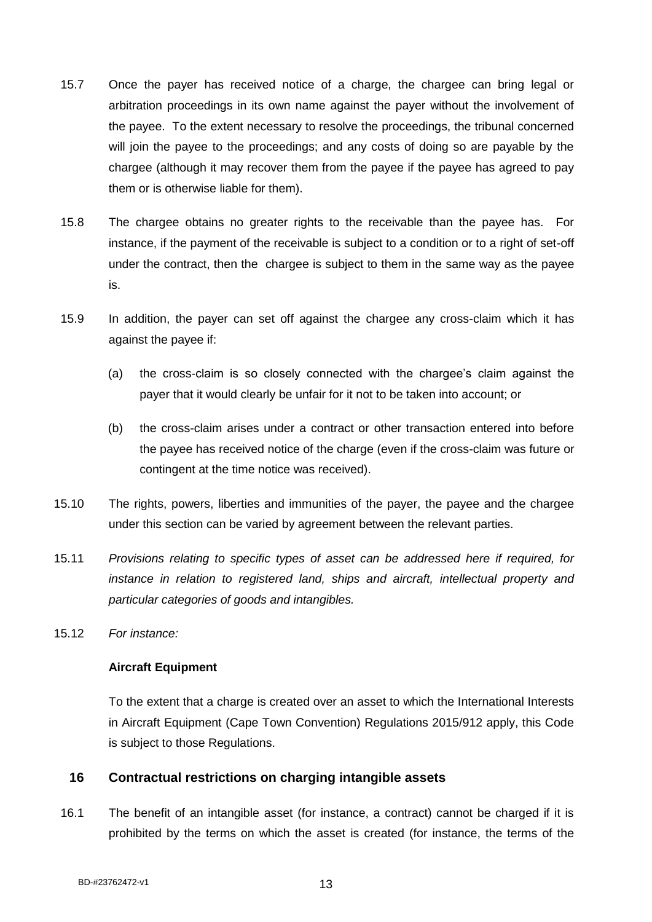15.7 Once the payer has received notice of a charge, the chargee can bring legal or arbitration proceedings in its own name against the payer without the involvement of the payee. To the extent necessary to resolve the proceedings, the tribunal concerned will join the payee to the proceedings; and any costs of doing so are payable by the chargee (although it may recover them from the payee if the payee has agreed to pay them or is otherwise liable for them).

15.8 The chargee obtains no greater rights to the receivable than the payee has. For instance, if the payment of the receivable is subject to a condition or to a right of set-off under the contract, then the chargee is subject to them in the same way as the payee is.

15.9 In addition, the payer can set off against the chargee any cross-claim which it has against the payee if:

(a) the cross-claim is so closely connected with the chargee's claim against the payer that it would clearly be unfair for it not to be taken into account; or

(b) the cross-claim arises under a contract or other transaction entered into before the payee has received notice of the charge (even if the cross-claim was future or contingent at the time notice was received).

15.10 The rights, powers, liberties and immunities of the payer, the payee and the chargee under this section can be varied by agreement between the relevant parties.

15.11 *Provisions relating to specific types of asset can be addressed here if required, for instance in relation to registered land, ships and aircraft, intellectual property and particular categories of goods and intangibles.*

15.12 *For instance:*

**Aircraft Equipment**

To the extent that a charge is created over an asset to which the International Interests in Aircraft Equipment (Cape Town Convention) Regulations 2015/912 apply, this Code is subject to those Regulations.

## 16 Contractual restrictions on charging intangible assets

16.1 The benefit of an intangible asset (for instance, a contract) cannot be charged if it is prohibited by the terms on which the asset is created (for instance, the terms of the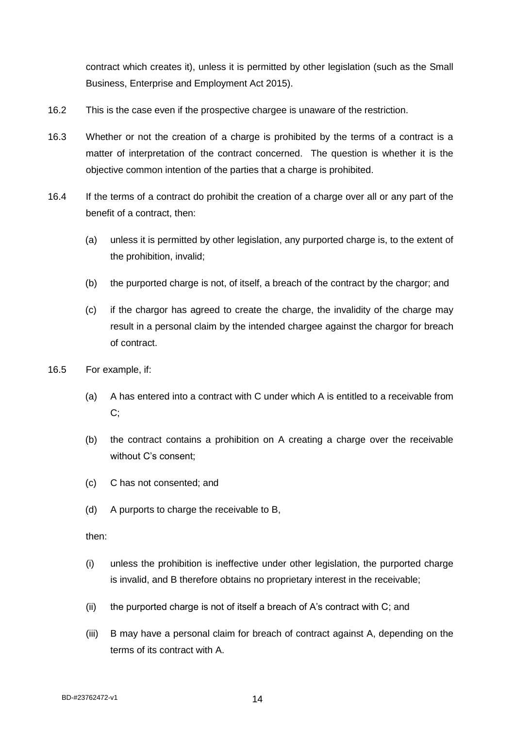contract which creates it), unless it is permitted by other legislation (such as the Small Business, Enterprise and Employment Act 2015).

16.2 This is the case even if the prospective chargee is unaware of the restriction.

16.3 Whether or not the creation of a charge is prohibited by the terms of a contract is a matter of interpretation of the contract concerned. The question is whether it is the objective common intention of the parties that a charge is prohibited.

16.4 If the terms of a contract do prohibit the creation of a charge over all or any part of the benefit of a contract, then:

(a) unless it is permitted by other legislation, any purported charge is, to the extent of the prohibition, invalid;

(b) the purported charge is not, of itself, a breach of the contract by the chargor; and

(c) if the chargor has agreed to create the charge, the invalidity of the charge may result in a personal claim by the intended chargee against the chargor for breach of contract.

16.5 For example, if:

(a) A has entered into a contract with C under which A is entitled to a receivable from C;

(b) the contract contains a prohibition on A creating a charge over the receivable without C's consent;

(c) C has not consented; and

(d) A purports to charge the receivable to B,

then:

(i) unless the prohibition is ineffective under other legislation, the purported charge is invalid, and B therefore obtains no proprietary interest in the receivable;

(ii) the purported charge is not of itself a breach of A's contract with C; and

(iii) B may have a personal claim for breach of contract against A, depending on the terms of its contract with A.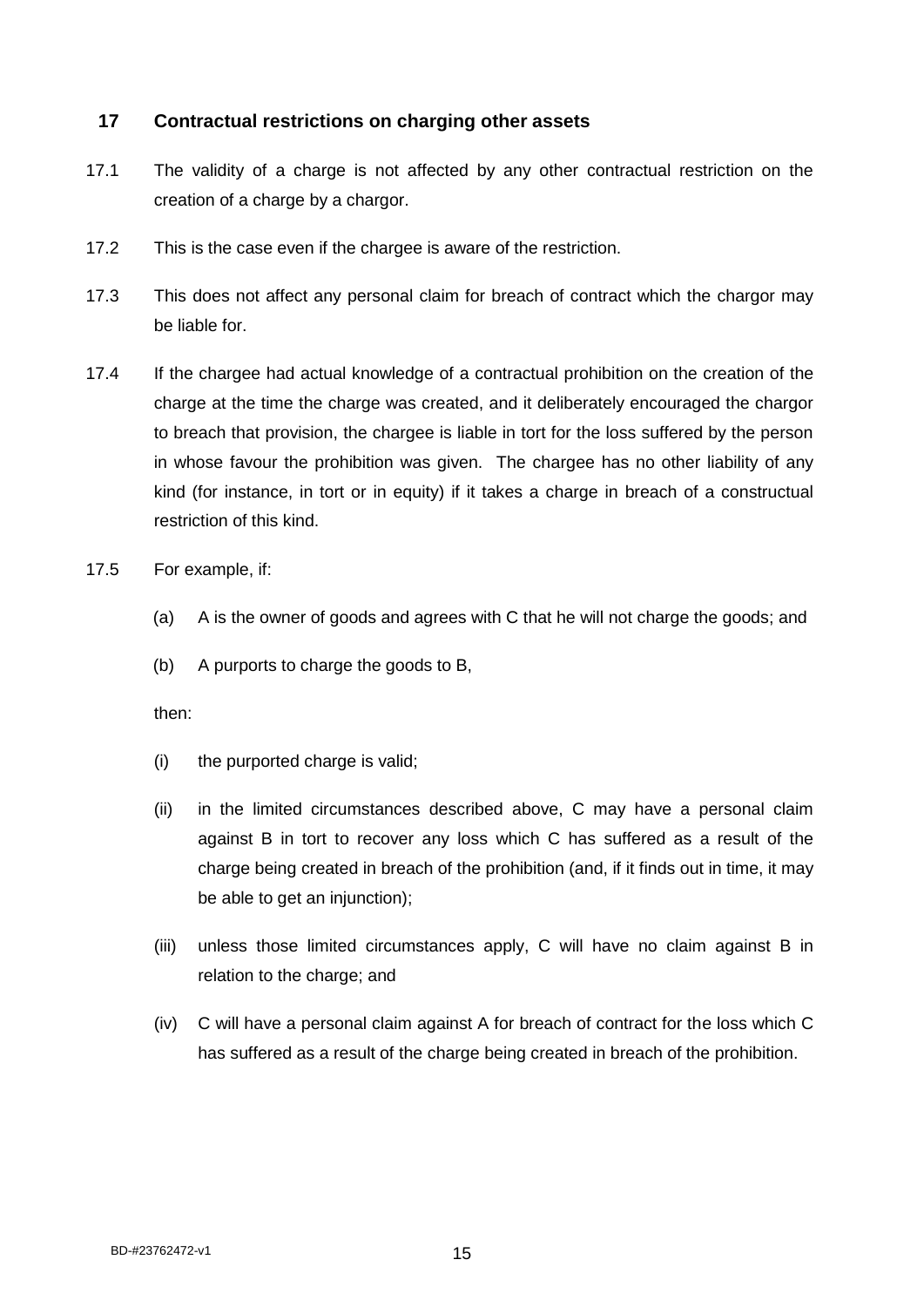## 17 Contractual restrictions on charging other assets

17.1 The validity of a charge is not affected by any other contractual restriction on the creation of a charge by a chargor.

17.2 This is the case even if the chargee is aware of the restriction.

17.3 This does not affect any personal claim for breach of contract which the chargor may be liable for.

17.4 If the chargee had actual knowledge of a contractual prohibition on the creation of the charge at the time the charge was created, and it deliberately encouraged the chargor to breach that provision, the chargee is liable in tort for the loss suffered by the person in whose favour the prohibition was given. The chargee has no other liability of any kind (for instance, in tort or in equity) if it takes a charge in breach of a constructual restriction of this kind.

17.5 For example, if:

(a) A is the owner of goods and agrees with C that he will not charge the goods; and

(b) A purports to charge the goods to B,

then:

(i) the purported charge is valid;

(ii) in the limited circumstances described above, C may have a personal claim against B in tort to recover any loss which C has suffered as a result of the charge being created in breach of the prohibition (and, if it finds out in time, it may be able to get an injunction);

(iii) unless those limited circumstances apply, C will have no claim against B in relation to the charge; and

(iv) C will have a personal claim against A for breach of contract for the loss which C has suffered as a result of the charge being created in breach of the prohibition.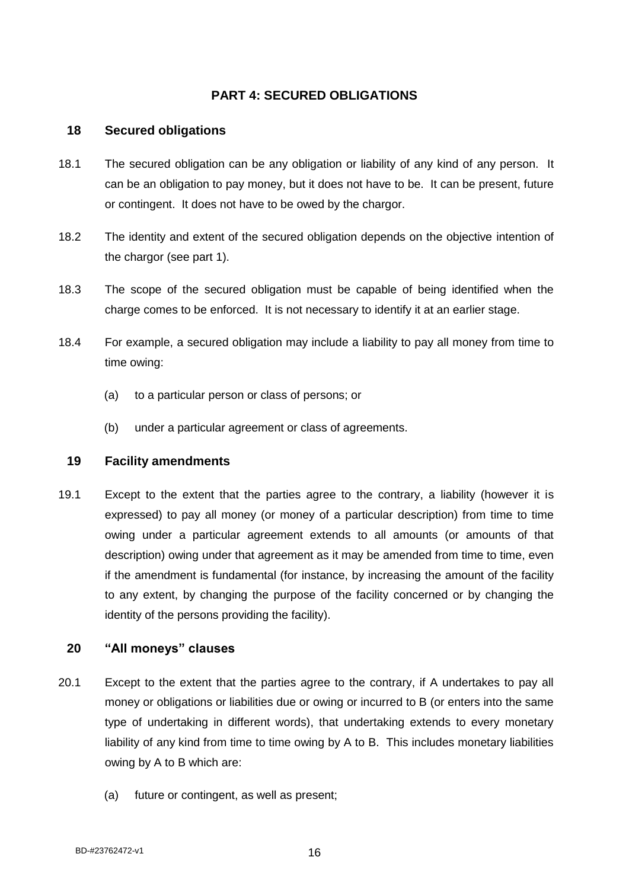## PART 4: SECURED OBLIGATIONS

### 18 Secured obligations

18.1 The secured obligation can be any obligation or liability of any kind of any person. It can be an obligation to pay money, but it does not have to be. It can be present, future or contingent. It does not have to be owed by the chargor.

18.2 The identity and extent of the secured obligation depends on the objective intention of the chargor (see part 1).

18.3 The scope of the secured obligation must be capable of being identified when the charge comes to be enforced. It is not necessary to identify it at an earlier stage.

18.4 For example, a secured obligation may include a liability to pay all money from time to time owing:

(a) to a particular person or class of persons; or

(b) under a particular agreement or class of agreements.

### 19 Facility amendments

19.1 Except to the extent that the parties agree to the contrary, a liability (however it is expressed) to pay all money (or money of a particular description) from time to time owing under a particular agreement extends to all amounts (or amounts of that description) owing under that agreement as it may be amended from time to time, even if the amendment is fundamental (for instance, by increasing the amount of the facility to any extent, by changing the purpose of the facility concerned or by changing the identity of the persons providing the facility).

### 20 "All moneys" clauses

20.1 Except to the extent that the parties agree to the contrary, if A undertakes to pay all money or obligations or liabilities due or owing or incurred to B (or enters into the same type of undertaking in different words), that undertaking extends to every monetary liability of any kind from time to time owing by A to B. This includes monetary liabilities owing by A to B which are:

(a) future or contingent, as well as present;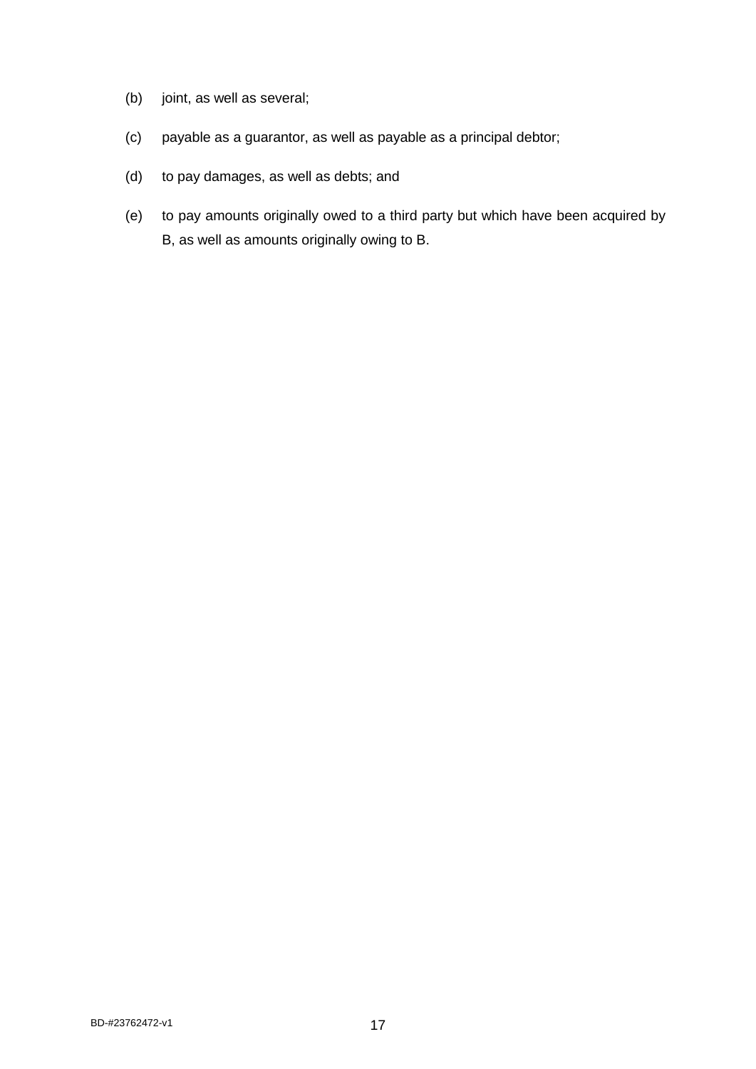(b) joint, as well as several;

(c) payable as a guarantor, as well as payable as a principal debtor;

(d) to pay damages, as well as debts; and

(e) to pay amounts originally owed to a third party but which have been acquired by B, as well as amounts originally owing to B.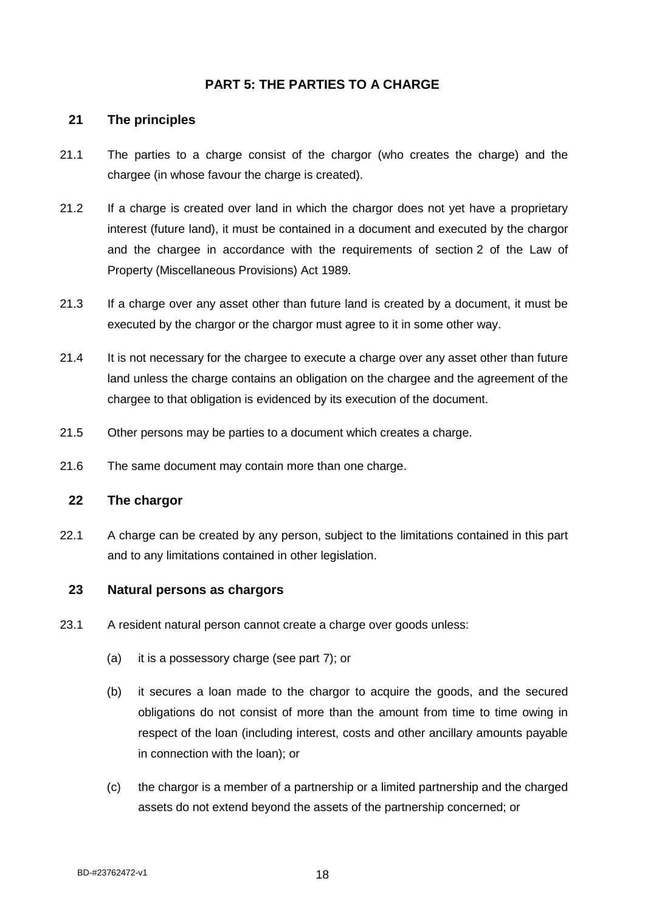## PART 5: THE PARTIES TO A CHARGE

### 21 The principles

21.1 The parties to a charge consist of the chargor (who creates the charge) and the chargee (in whose favour the charge is created).

21.2 If a charge is created over land in which the chargor does not yet have a proprietary interest (future land), it must be contained in a document and executed by the chargor and the chargee in accordance with the requirements of section 2 of the Law of Property (Miscellaneous Provisions) Act 1989.

21.3 If a charge over any asset other than future land is created by a document, it must be executed by the chargor or the chargor must agree to it in some other way.

21.4 It is not necessary for the chargee to execute a charge over any asset other than future land unless the charge contains an obligation on the chargee and the agreement of the chargee to that obligation is evidenced by its execution of the document.

21.5 Other persons may be parties to a document which creates a charge.

21.6 The same document may contain more than one charge.

### 22 The chargor

22.1 A charge can be created by any person, subject to the limitations contained in this part and to any limitations contained in other legislation.

### 23 Natural persons as chargors

23.1 A resident natural person cannot create a charge over goods unless:

(a) it is a possessory charge (see part 7); or

(b) it secures a loan made to the chargor to acquire the goods, and the secured obligations do not consist of more than the amount from time to time owing in respect of the loan (including interest, costs and other ancillary amounts payable in connection with the loan); or

(c) the chargor is a member of a partnership or a limited partnership and the charged assets do not extend beyond the assets of the partnership concerned; or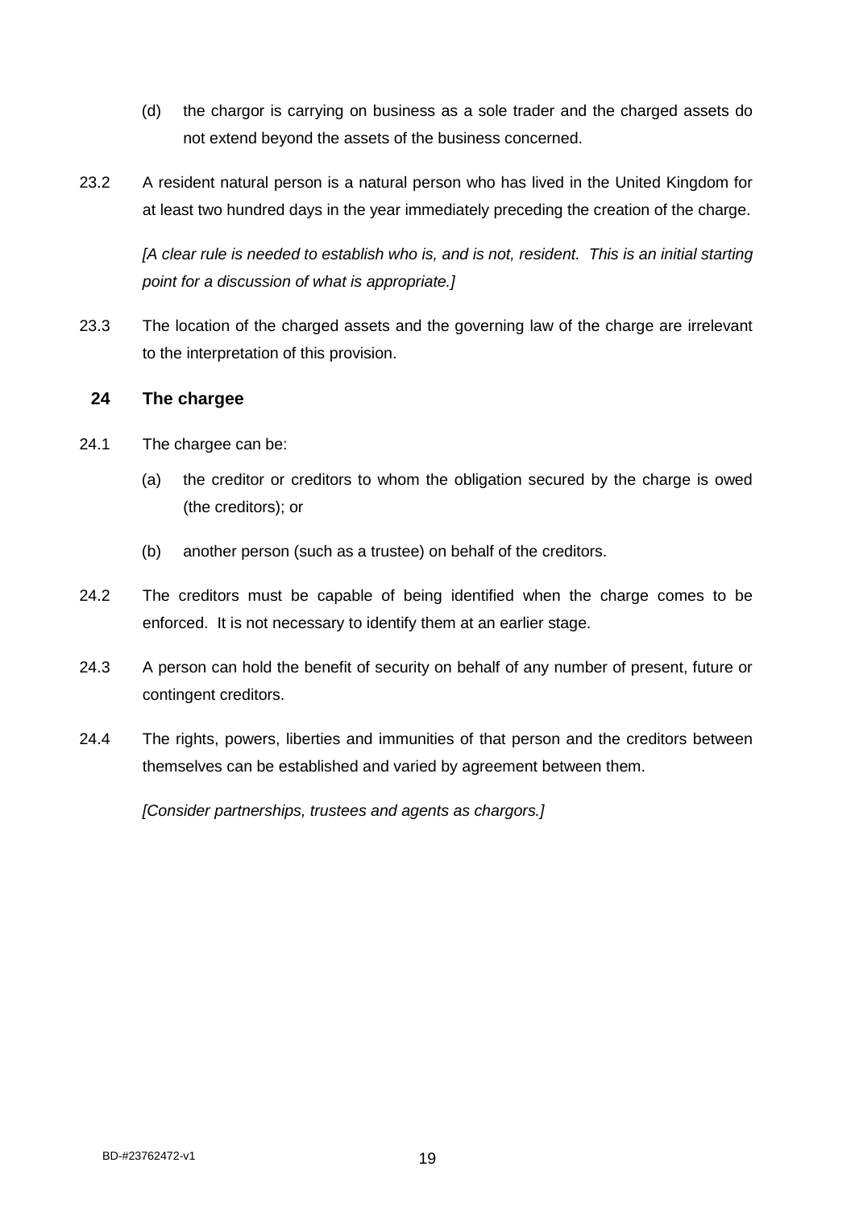(d) the chargor is carrying on business as a sole trader and the charged assets do not extend beyond the assets of the business concerned.

23.2 A resident natural person is a natural person who has lived in the United Kingdom for at least two hundred days in the year immediately preceding the creation of the charge.

*[A clear rule is needed to establish who is, and is not, resident. This is an initial starting point for a discussion of what is appropriate.]*

23.3 The location of the charged assets and the governing law of the charge are irrelevant to the interpretation of this provision.

## 24 The chargee

24.1 The chargee can be:

(a) the creditor or creditors to whom the obligation secured by the charge is owed (the creditors); or

(b) another person (such as a trustee) on behalf of the creditors.

24.2 The creditors must be capable of being identified when the charge comes to be enforced. It is not necessary to identify them at an earlier stage.

24.3 A person can hold the benefit of security on behalf of any number of present, future or contingent creditors.

24.4 The rights, powers, liberties and immunities of that person and the creditors between themselves can be established and varied by agreement between them.

*[Consider partnerships, trustees and agents as chargors.]*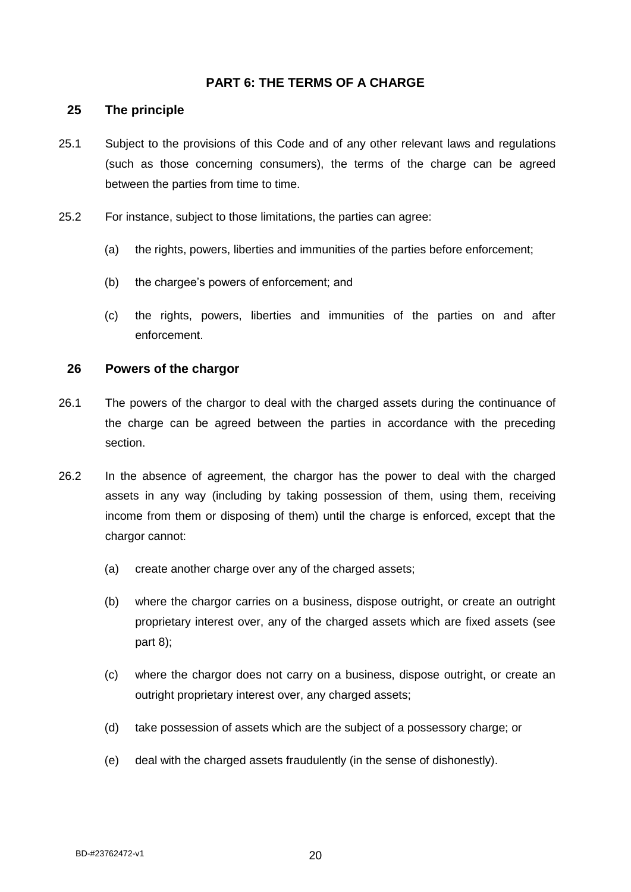## PART 6: THE TERMS OF A CHARGE

### 25 The principle

25.1 Subject to the provisions of this Code and of any other relevant laws and regulations (such as those concerning consumers), the terms of the charge can be agreed between the parties from time to time.

25.2 For instance, subject to those limitations, the parties can agree:

(a) the rights, powers, liberties and immunities of the parties before enforcement;

(b) the chargee's powers of enforcement; and

(c) the rights, powers, liberties and immunities of the parties on and after enforcement.

### 26 Powers of the chargor

26.1 The powers of the chargor to deal with the charged assets during the continuance of the charge can be agreed between the parties in accordance with the preceding section.

26.2 In the absence of agreement, the chargor has the power to deal with the charged assets in any way (including by taking possession of them, using them, receiving income from them or disposing of them) until the charge is enforced, except that the chargor cannot:

(a) create another charge over any of the charged assets;

(b) where the chargor carries on a business, dispose outright, or create an outright proprietary interest over, any of the charged assets which are fixed assets (see part 8);

(c) where the chargor does not carry on a business, dispose outright, or create an outright proprietary interest over, any charged assets;

(d) take possession of assets which are the subject of a possessory charge; or

(e) deal with the charged assets fraudulently (in the sense of dishonestly).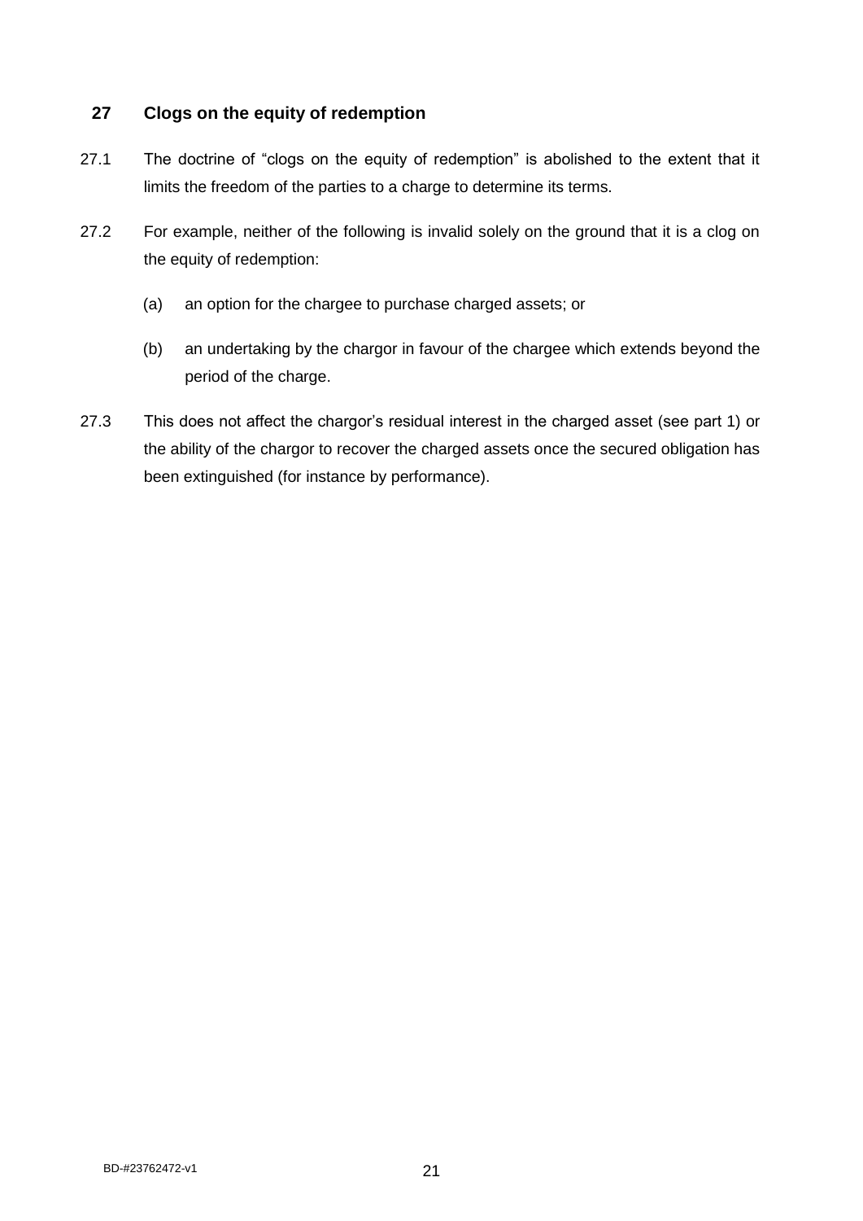## 27 Clogs on the equity of redemption

27.1 The doctrine of "clogs on the equity of redemption" is abolished to the extent that it limits the freedom of the parties to a charge to determine its terms.

27.2 For example, neither of the following is invalid solely on the ground that it is a clog on the equity of redemption:

(a) an option for the chargee to purchase charged assets; or

(b) an undertaking by the chargor in favour of the chargee which extends beyond the period of the charge.

27.3 This does not affect the chargor's residual interest in the charged asset (see part 1) or the ability of the chargor to recover the charged assets once the secured obligation has been extinguished (for instance by performance).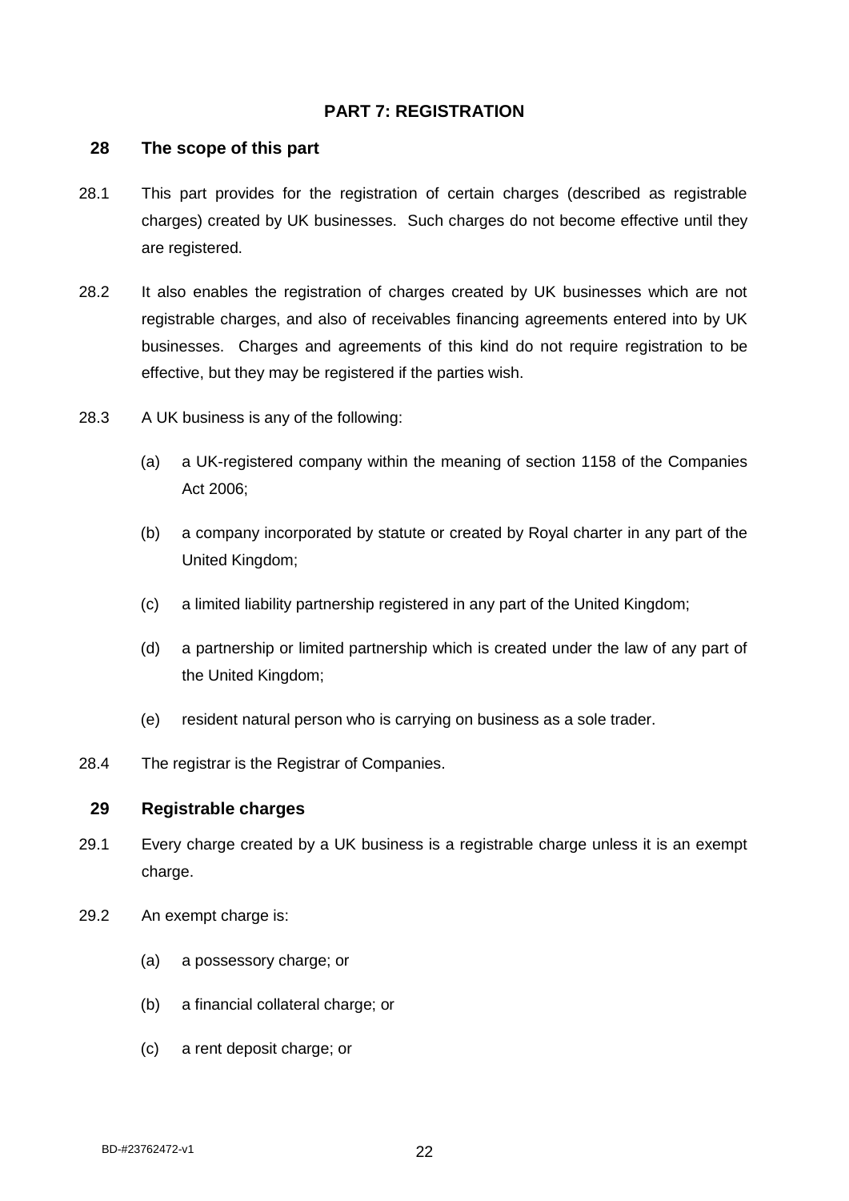## PART 7: REGISTRATION

### 28 The scope of this part

28.1 This part provides for the registration of certain charges (described as registrable charges) created by UK businesses. Such charges do not become effective until they are registered.

28.2 It also enables the registration of charges created by UK businesses which are not registrable charges, and also of receivables financing agreements entered into by UK businesses. Charges and agreements of this kind do not require registration to be effective, but they may be registered if the parties wish.

28.3 A UK business is any of the following:

(a) a UK-registered company within the meaning of section 1158 of the Companies Act 2006;

(b) a company incorporated by statute or created by Royal charter in any part of the United Kingdom;

(c) a limited liability partnership registered in any part of the United Kingdom;

(d) a partnership or limited partnership which is created under the law of any part of the United Kingdom;

(e) resident natural person who is carrying on business as a sole trader.

28.4 The registrar is the Registrar of Companies.

### 29 Registrable charges

29.1 Every charge created by a UK business is a registrable charge unless it is an exempt charge.

29.2 An exempt charge is:

(a) a possessory charge; or

(b) a financial collateral charge; or

(c) a rent deposit charge; or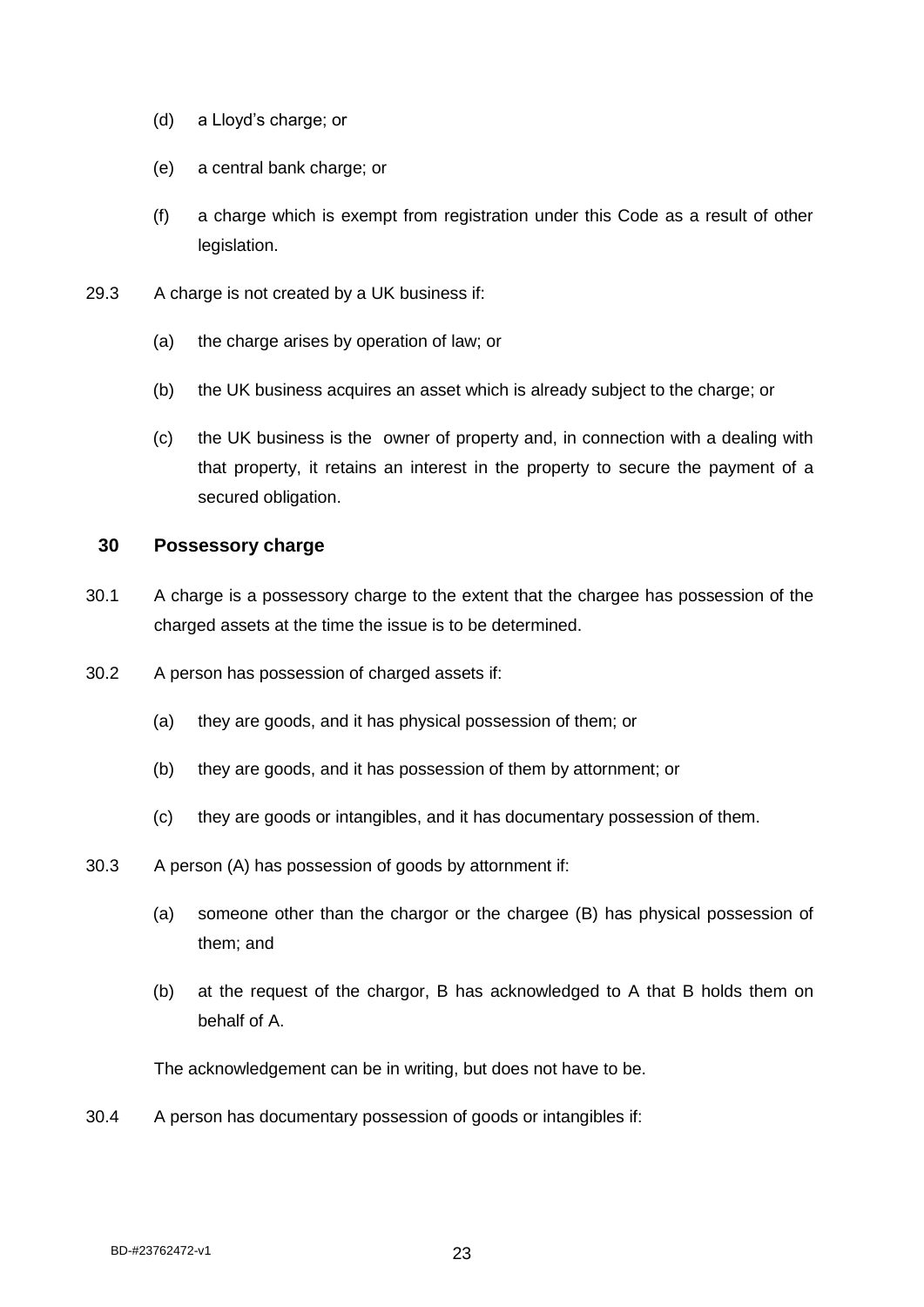(d) a Lloyd's charge; or

(e) a central bank charge; or

(f) a charge which is exempt from registration under this Code as a result of other legislation.

29.3 A charge is not created by a UK business if:

(a) the charge arises by operation of law; or

(b) the UK business acquires an asset which is already subject to the charge; or

(c) the UK business is the owner of property and, in connection with a dealing with that property, it retains an interest in the property to secure the payment of a secured obligation.

## 30 Possessory charge

30.1 A charge is a possessory charge to the extent that the chargee has possession of the charged assets at the time the issue is to be determined.

30.2 A person has possession of charged assets if:

(a) they are goods, and it has physical possession of them; or

(b) they are goods, and it has possession of them by attornment; or

(c) they are goods or intangibles, and it has documentary possession of them.

30.3 A person (A) has possession of goods by attornment if:

(a) someone other than the chargor or the chargee (B) has physical possession of them; and

(b) at the request of the chargor, B has acknowledged to A that B holds them on behalf of A.

The acknowledgement can be in writing, but does not have to be.

30.4 A person has documentary possession of goods or intangibles if: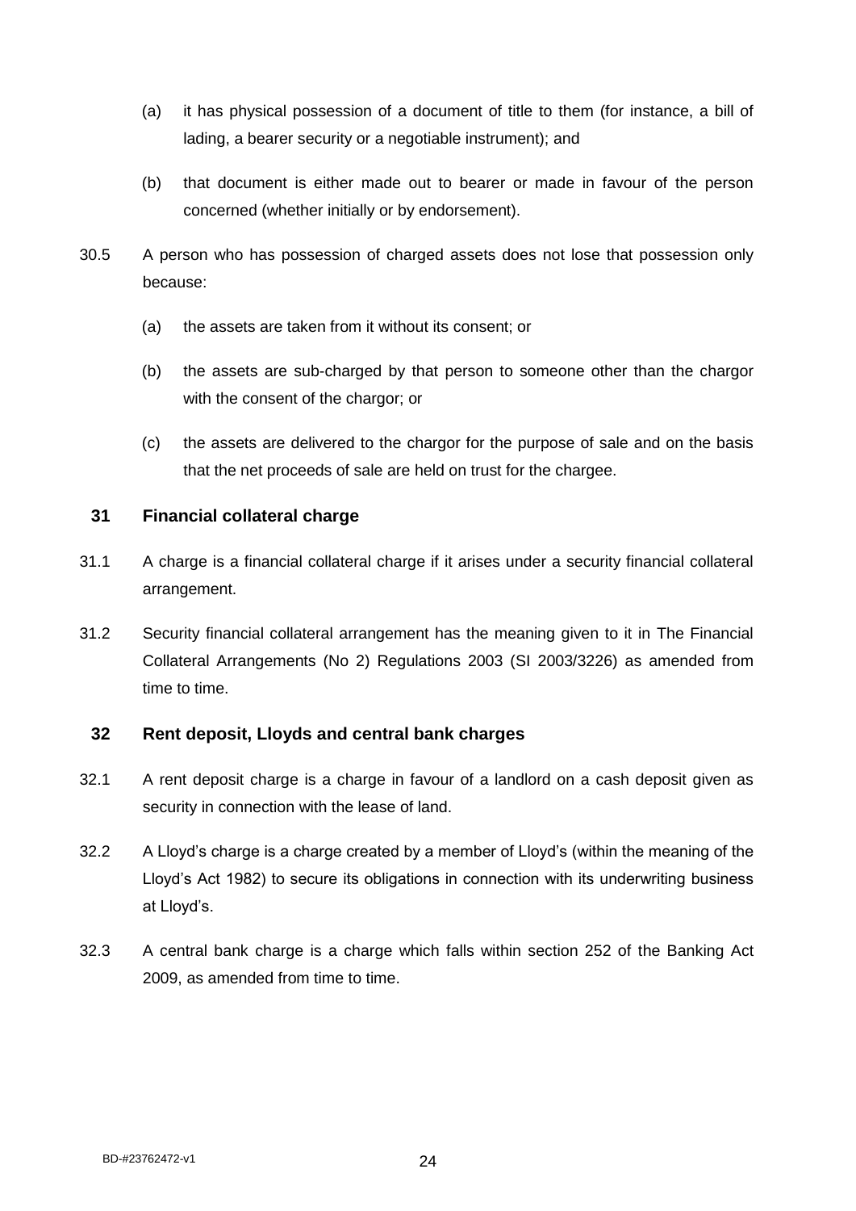(a) it has physical possession of a document of title to them (for instance, a bill of lading, a bearer security or a negotiable instrument); and

(b) that document is either made out to bearer or made in favour of the person concerned (whether initially or by endorsement).

30.5 A person who has possession of charged assets does not lose that possession only because:

(a) the assets are taken from it without its consent; or

(b) the assets are sub-charged by that person to someone other than the chargor with the consent of the chargor; or

(c) the assets are delivered to the chargor for the purpose of sale and on the basis that the net proceeds of sale are held on trust for the chargee.

## 31 Financial collateral charge

31.1 A charge is a financial collateral charge if it arises under a security financial collateral arrangement.

31.2 Security financial collateral arrangement has the meaning given to it in The Financial Collateral Arrangements (No 2) Regulations 2003 (SI 2003/3226) as amended from time to time.

## 32 Rent deposit, Lloyds and central bank charges

32.1 A rent deposit charge is a charge in favour of a landlord on a cash deposit given as security in connection with the lease of land.

32.2 A Lloyd's charge is a charge created by a member of Lloyd's (within the meaning of the Lloyd's Act 1982) to secure its obligations in connection with its underwriting business at Lloyd's.

32.3 A central bank charge is a charge which falls within section 252 of the Banking Act 2009, as amended from time to time.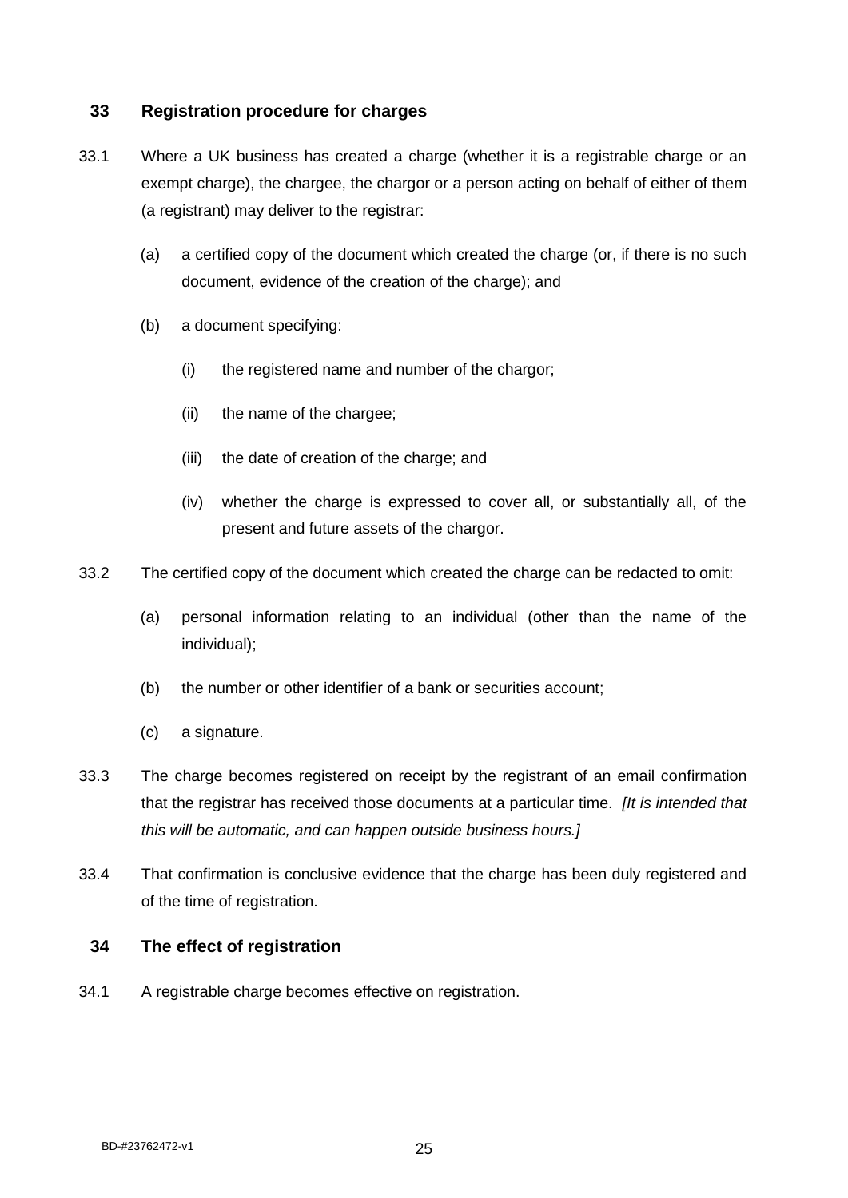## 33 Registration procedure for charges

33.1 Where a UK business has created a charge (whether it is a registrable charge or an exempt charge), the chargee, the chargor or a person acting on behalf of either of them (a registrant) may deliver to the registrar:

(a) a certified copy of the document which created the charge (or, if there is no such document, evidence of the creation of the charge); and

(b) a document specifying:

(i) the registered name and number of the chargor;

(ii) the name of the chargee;

(iii) the date of creation of the charge; and

(iv) whether the charge is expressed to cover all, or substantially all, of the present and future assets of the chargor.

33.2 The certified copy of the document which created the charge can be redacted to omit:

(a) personal information relating to an individual (other than the name of the individual);

(b) the number or other identifier of a bank or securities account;

(c) a signature.

33.3 The charge becomes registered on receipt by the registrant of an email confirmation that the registrar has received those documents at a particular time. *[It is intended that this will be automatic, and can happen outside business hours.]*

33.4 That confirmation is conclusive evidence that the charge has been duly registered and of the time of registration.

## 34 The effect of registration

34.1 A registrable charge becomes effective on registration.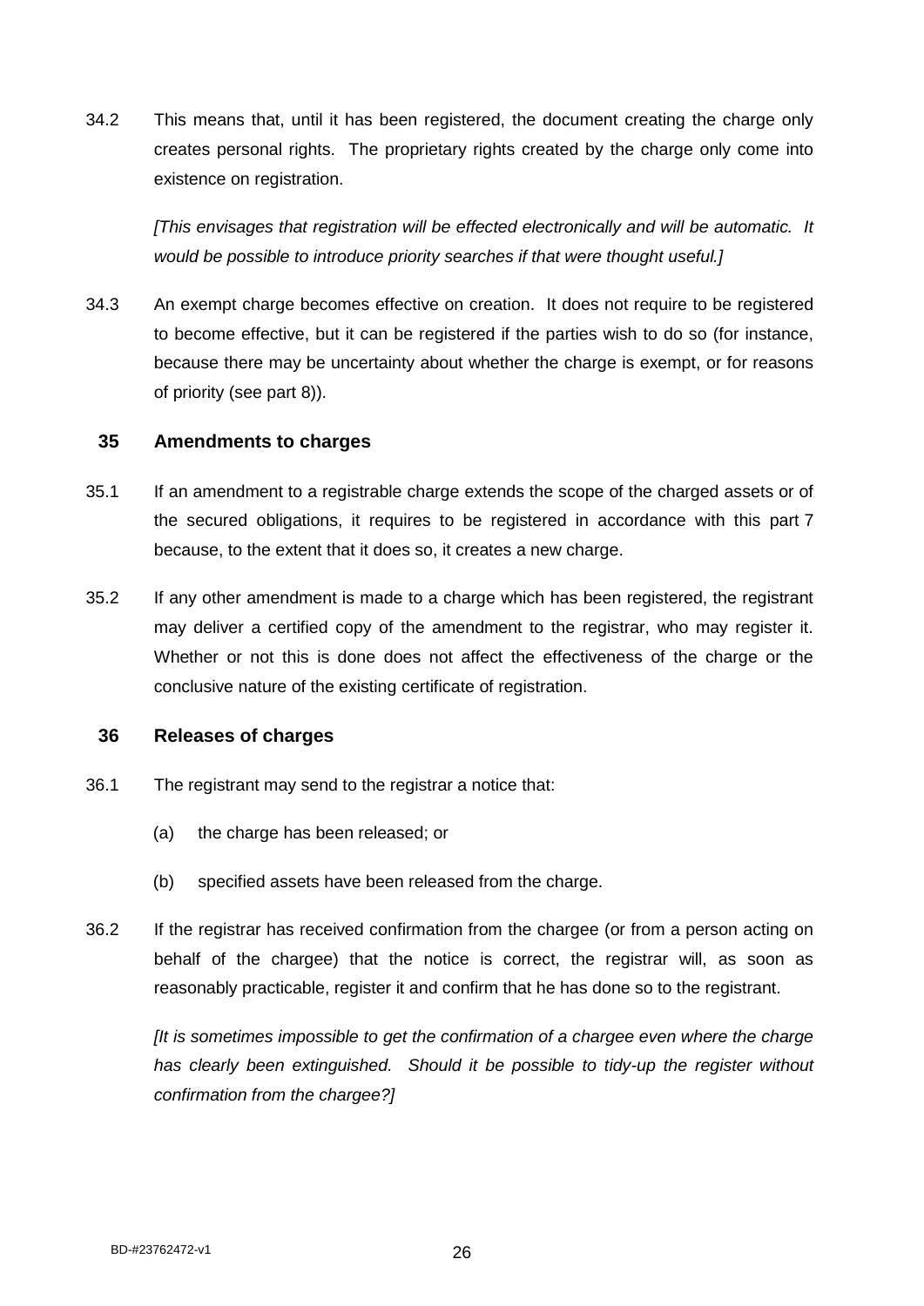34.2 This means that, until it has been registered, the document creating the charge only creates personal rights. The proprietary rights created by the charge only come into existence on registration.

*[This envisages that registration will be effected electronically and will be automatic. It would be possible to introduce priority searches if that were thought useful.]*

34.3 An exempt charge becomes effective on creation. It does not require to be registered to become effective, but it can be registered if the parties wish to do so (for instance, because there may be uncertainty about whether the charge is exempt, or for reasons of priority (see part 8)).

## 35 Amendments to charges

35.1 If an amendment to a registrable charge extends the scope of the charged assets or of the secured obligations, it requires to be registered in accordance with this part 7 because, to the extent that it does so, it creates a new charge.

35.2 If any other amendment is made to a charge which has been registered, the registrant may deliver a certified copy of the amendment to the registrar, who may register it. Whether or not this is done does not affect the effectiveness of the charge or the conclusive nature of the existing certificate of registration.

## 36 Releases of charges

36.1 The registrant may send to the registrar a notice that:

(a) the charge has been released; or

(b) specified assets have been released from the charge.

36.2 If the registrar has received confirmation from the chargee (or from a person acting on behalf of the chargee) that the notice is correct, the registrar will, as soon as reasonably practicable, register it and confirm that he has done so to the registrant.

*[It is sometimes impossible to get the confirmation of a chargee even where the charge has clearly been extinguished. Should it be possible to tidy-up the register without confirmation from the chargee?]*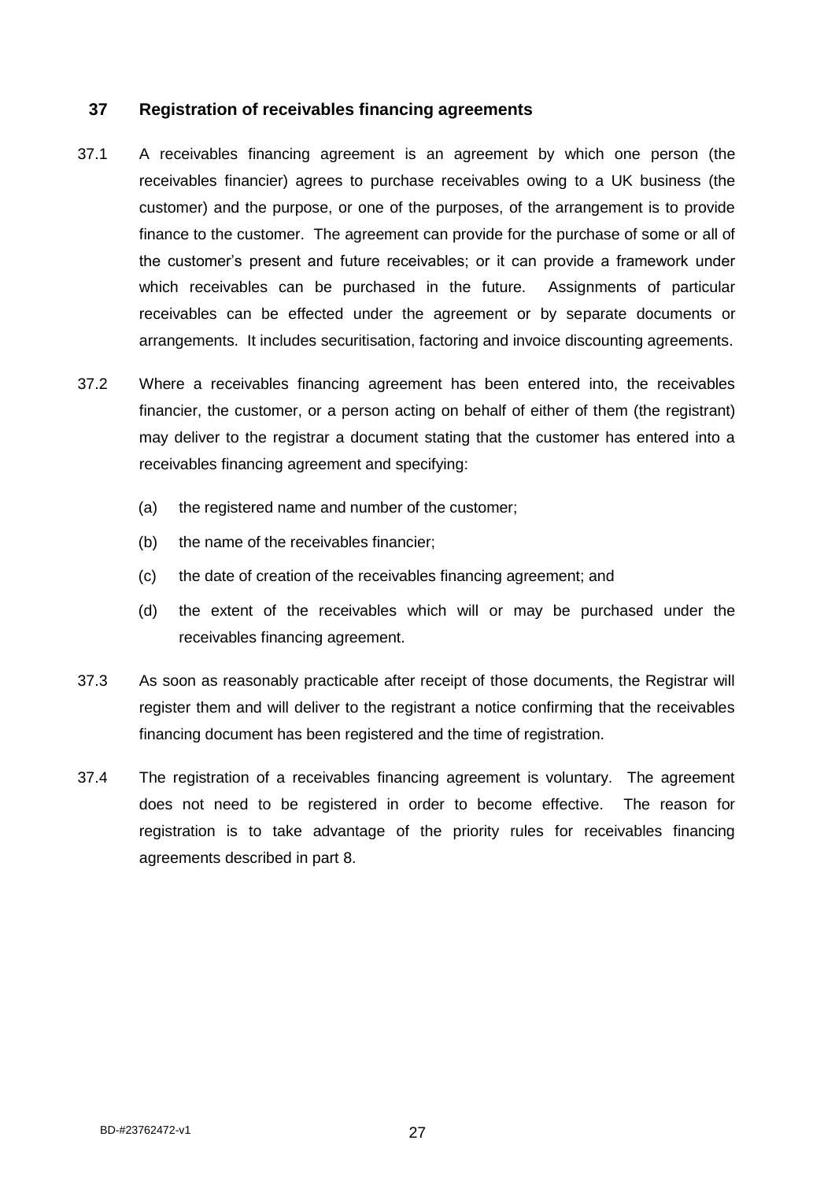## 37 Registration of receivables financing agreements

37.1 A receivables financing agreement is an agreement by which one person (the receivables financier) agrees to purchase receivables owing to a UK business (the customer) and the purpose, or one of the purposes, of the arrangement is to provide finance to the customer. The agreement can provide for the purchase of some or all of the customer's present and future receivables; or it can provide a framework under which receivables can be purchased in the future. Assignments of particular receivables can be effected under the agreement or by separate documents or arrangements. It includes securitisation, factoring and invoice discounting agreements.

37.2 Where a receivables financing agreement has been entered into, the receivables financier, the customer, or a person acting on behalf of either of them (the registrant) may deliver to the registrar a document stating that the customer has entered into a receivables financing agreement and specifying:

(a) the registered name and number of the customer;

(b) the name of the receivables financier;

(c) the date of creation of the receivables financing agreement; and

(d) the extent of the receivables which will or may be purchased under the receivables financing agreement.

37.3 As soon as reasonably practicable after receipt of those documents, the Registrar will register them and will deliver to the registrant a notice confirming that the receivables financing document has been registered and the time of registration.

37.4 The registration of a receivables financing agreement is voluntary. The agreement does not need to be registered in order to become effective. The reason for registration is to take advantage of the priority rules for receivables financing agreements described in part 8.

BD-#23762472-v1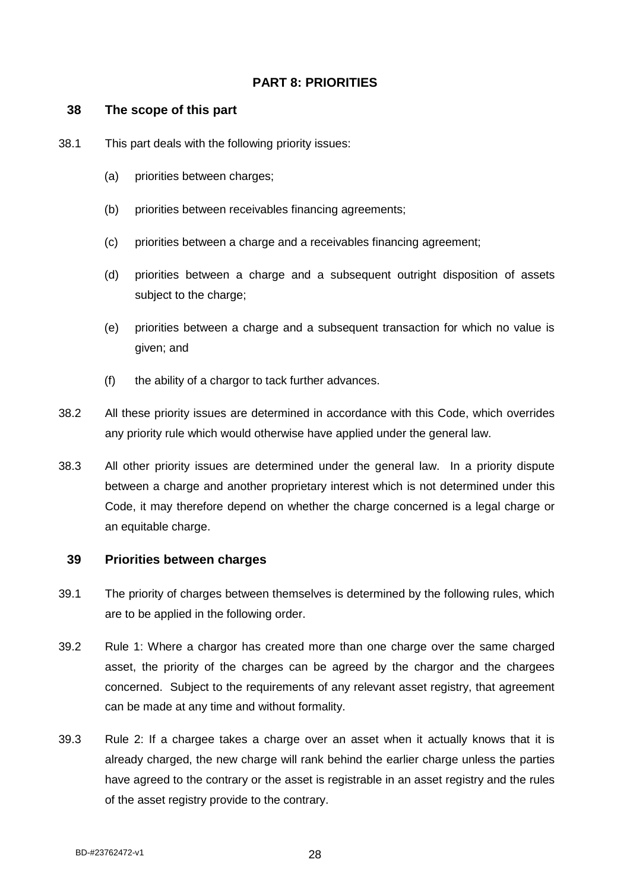## PART 8: PRIORITIES

### 38 The scope of this part

38.1 This part deals with the following priority issues:

(a) priorities between charges;

(b) priorities between receivables financing agreements;

(c) priorities between a charge and a receivables financing agreement;

(d) priorities between a charge and a subsequent outright disposition of assets subject to the charge;

(e) priorities between a charge and a subsequent transaction for which no value is given; and

(f) the ability of a chargor to tack further advances.

38.2 All these priority issues are determined in accordance with this Code, which overrides any priority rule which would otherwise have applied under the general law.

38.3 All other priority issues are determined under the general law. In a priority dispute between a charge and another proprietary interest which is not determined under this Code, it may therefore depend on whether the charge concerned is a legal charge or an equitable charge.

### 39 Priorities between charges

39.1 The priority of charges between themselves is determined by the following rules, which are to be applied in the following order.

39.2 Rule 1: Where a chargor has created more than one charge over the same charged asset, the priority of the charges can be agreed by the chargor and the chargees concerned. Subject to the requirements of any relevant asset registry, that agreement can be made at any time and without formality.

39.3 Rule 2: If a chargee takes a charge over an asset when it actually knows that it is already charged, the new charge will rank behind the earlier charge unless the parties have agreed to the contrary or the asset is registrable in an asset registry and the rules of the asset registry provide to the contrary.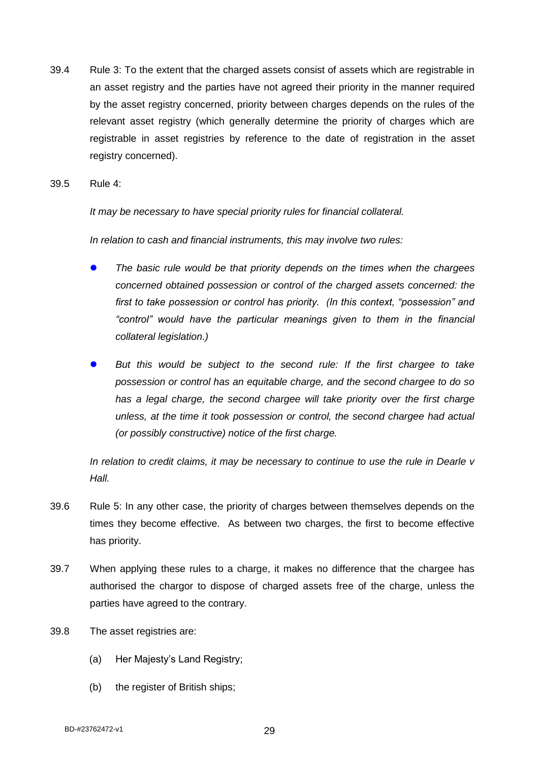39.4 Rule 3: To the extent that the charged assets consist of assets which are registrable in an asset registry and the parties have not agreed their priority in the manner required by the asset registry concerned, priority between charges depends on the rules of the relevant asset registry (which generally determine the priority of charges which are registrable in asset registries by reference to the date of registration in the asset registry concerned).

39.5 Rule 4:

*It may be necessary to have special priority rules for financial collateral.*

*In relation to cash and financial instruments, this may involve two rules:*

- *The basic rule would be that priority depends on the times when the chargees concerned obtained possession or control of the charged assets concerned: the first to take possession or control has priority. (In this context, "possession" and "control" would have the particular meanings given to them in the financial collateral legislation.)*

- *But this would be subject to the second rule: If the first chargee to take possession or control has an equitable charge, and the second chargee to do so has a legal charge, the second chargee will take priority over the first charge unless, at the time it took possession or control, the second chargee had actual (or possibly constructive) notice of the first charge.*

*In relation to credit claims, it may be necessary to continue to use the rule in Dearle v Hall.*

39.6 Rule 5: In any other case, the priority of charges between themselves depends on the times they become effective. As between two charges, the first to become effective has priority.

39.7 When applying these rules to a charge, it makes no difference that the chargee has authorised the chargor to dispose of charged assets free of the charge, unless the parties have agreed to the contrary.

39.8 The asset registries are:

(a) Her Majesty's Land Registry;

(b) the register of British ships;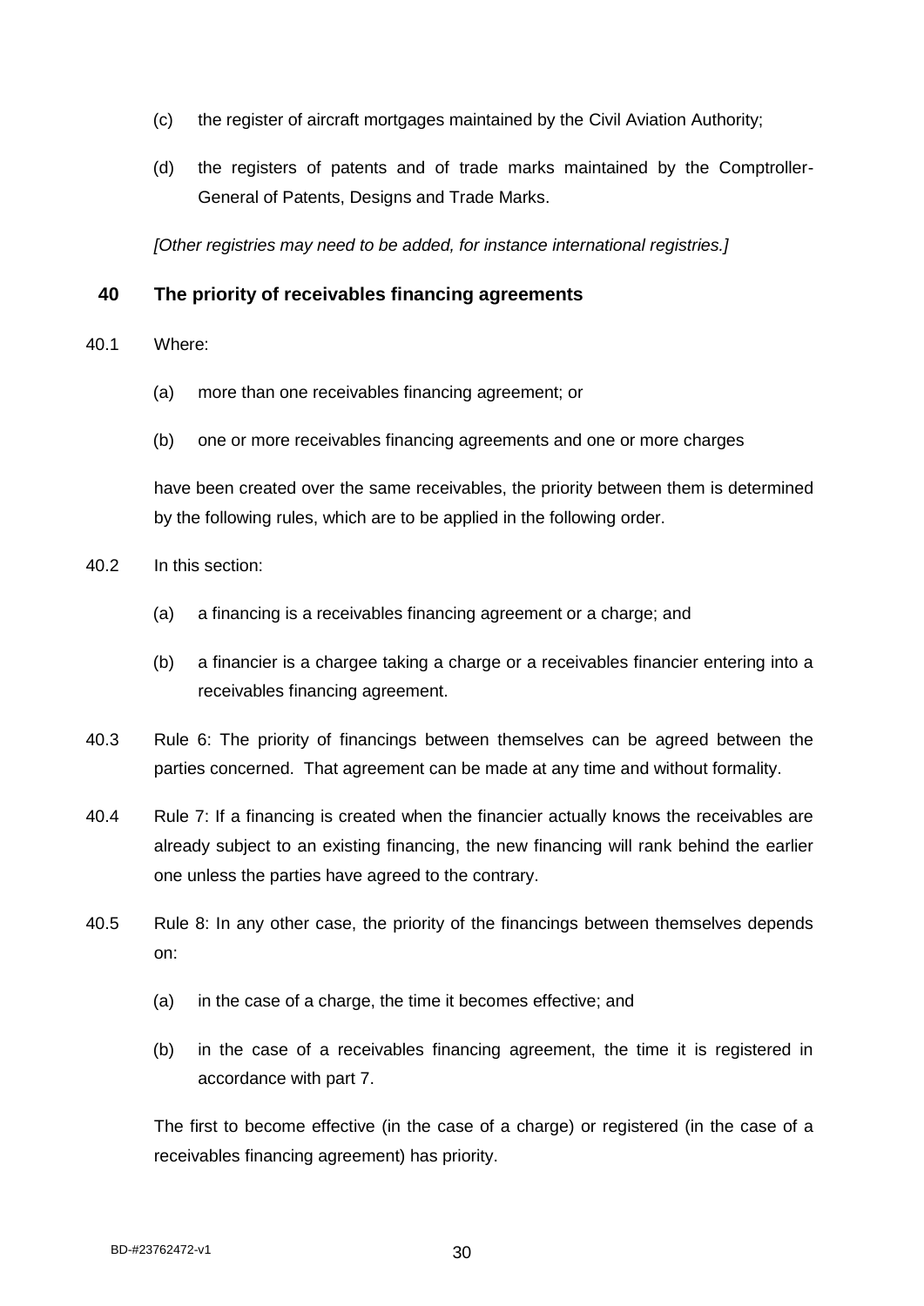(c) the register of aircraft mortgages maintained by the Civil Aviation Authority;

(d) the registers of patents and of trade marks maintained by the Comptroller-General of Patents, Designs and Trade Marks.

*[Other registries may need to be added, for instance international registries.]*

## 40 The priority of receivables financing agreements

40.1 Where:

(a) more than one receivables financing agreement; or

(b) one or more receivables financing agreements and one or more charges

have been created over the same receivables, the priority between them is determined by the following rules, which are to be applied in the following order.

40.2 In this section:

(a) a financing is a receivables financing agreement or a charge; and

(b) a financier is a chargee taking a charge or a receivables financier entering into a receivables financing agreement.

40.3 Rule 6: The priority of financings between themselves can be agreed between the parties concerned. That agreement can be made at any time and without formality.

40.4 Rule 7: If a financing is created when the financier actually knows the receivables are already subject to an existing financing, the new financing will rank behind the earlier one unless the parties have agreed to the contrary.

40.5 Rule 8: In any other case, the priority of the financings between themselves depends on:

(a) in the case of a charge, the time it becomes effective; and

(b) in the case of a receivables financing agreement, the time it is registered in accordance with part 7.

The first to become effective (in the case of a charge) or registered (in the case of a receivables financing agreement) has priority.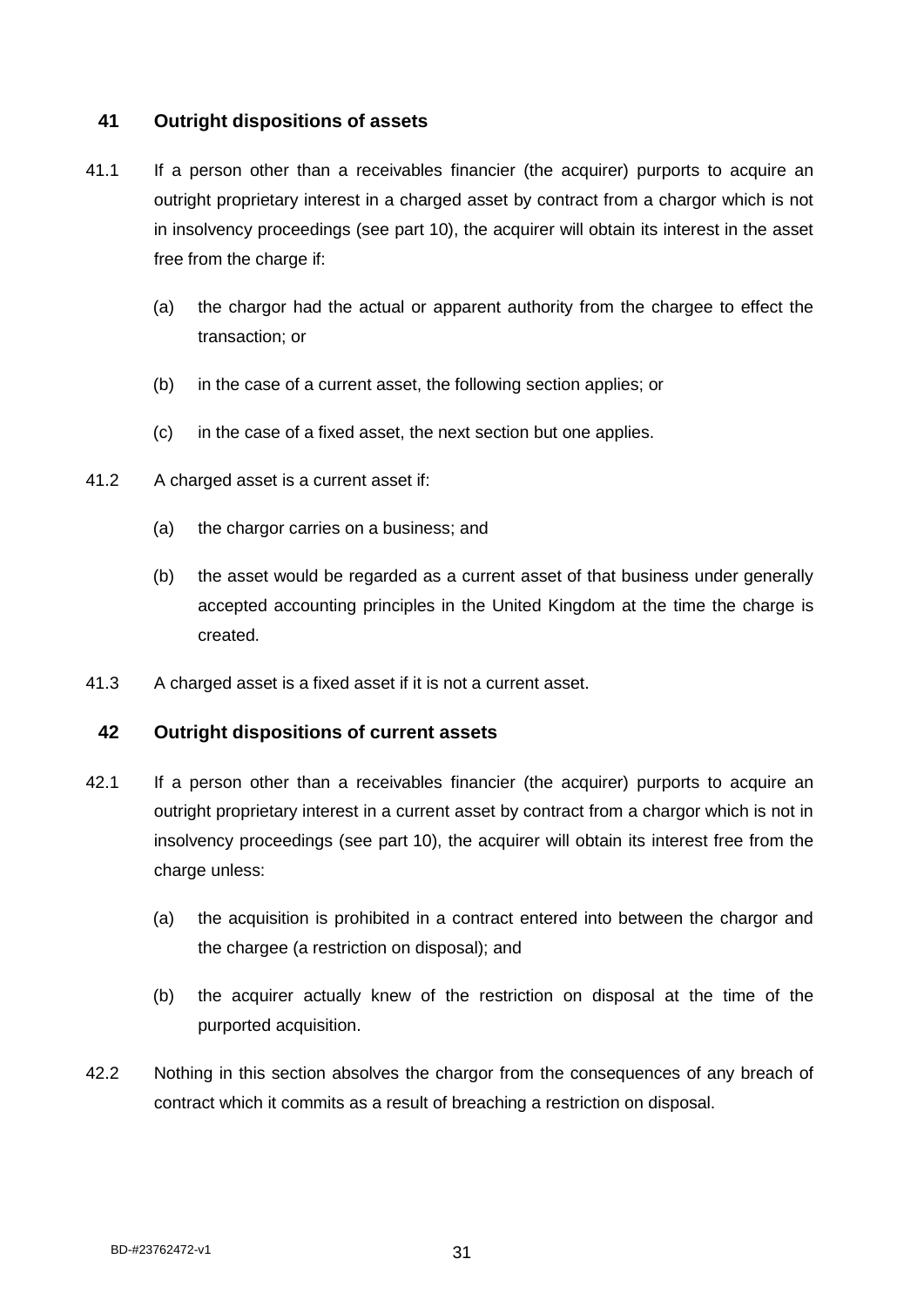## 41 Outright dispositions of assets

41.1 If a person other than a receivables financier (the acquirer) purports to acquire an outright proprietary interest in a charged asset by contract from a chargor which is not in insolvency proceedings (see part 10), the acquirer will obtain its interest in the asset free from the charge if:

(a) the chargor had the actual or apparent authority from the chargee to effect the transaction; or

(b) in the case of a current asset, the following section applies; or

(c) in the case of a fixed asset, the next section but one applies.

41.2 A charged asset is a current asset if:

(a) the chargor carries on a business; and

(b) the asset would be regarded as a current asset of that business under generally accepted accounting principles in the United Kingdom at the time the charge is created.

41.3 A charged asset is a fixed asset if it is not a current asset.

## 42 Outright dispositions of current assets

42.1 If a person other than a receivables financier (the acquirer) purports to acquire an outright proprietary interest in a current asset by contract from a chargor which is not in insolvency proceedings (see part 10), the acquirer will obtain its interest free from the charge unless:

(a) the acquisition is prohibited in a contract entered into between the chargor and the chargee (a restriction on disposal); and

(b) the acquirer actually knew of the restriction on disposal at the time of the purported acquisition.

42.2 Nothing in this section absolves the chargor from the consequences of any breach of contract which it commits as a result of breaching a restriction on disposal.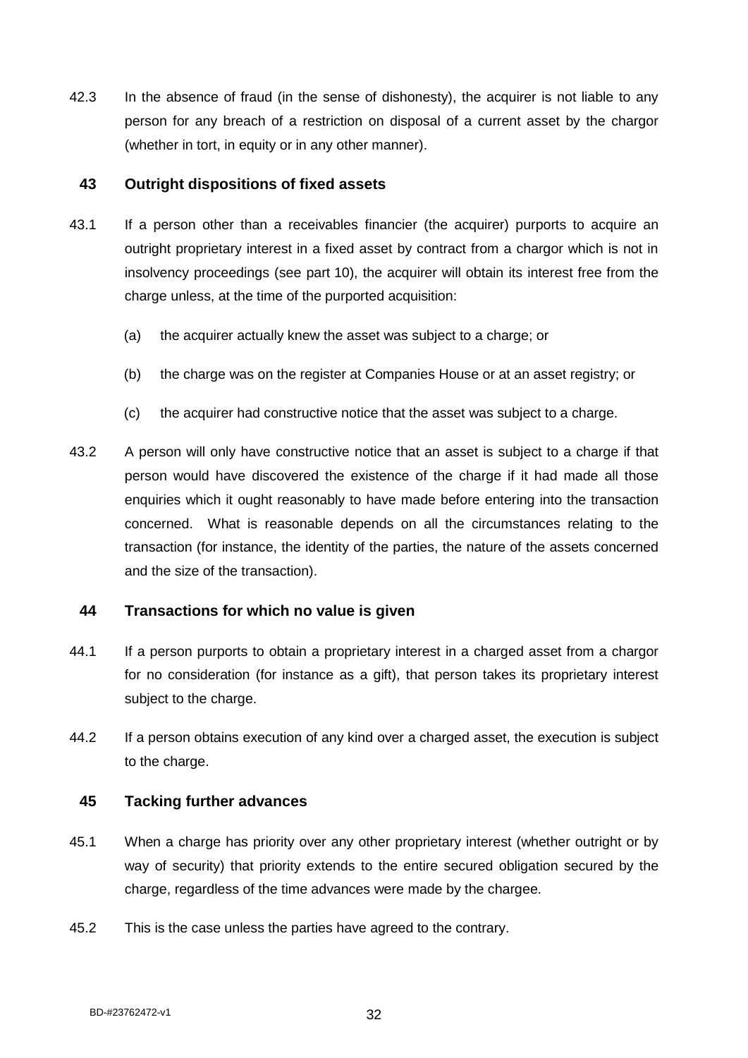42.3 In the absence of fraud (in the sense of dishonesty), the acquirer is not liable to any person for any breach of a restriction on disposal of a current asset by the chargor (whether in tort, in equity or in any other manner).

## 43 Outright dispositions of fixed assets

43.1 If a person other than a receivables financier (the acquirer) purports to acquire an outright proprietary interest in a fixed asset by contract from a chargor which is not in insolvency proceedings (see part 10), the acquirer will obtain its interest free from the charge unless, at the time of the purported acquisition:

(a) the acquirer actually knew the asset was subject to a charge; or

(b) the charge was on the register at Companies House or at an asset registry; or

(c) the acquirer had constructive notice that the asset was subject to a charge.

43.2 A person will only have constructive notice that an asset is subject to a charge if that person would have discovered the existence of the charge if it had made all those enquiries which it ought reasonably to have made before entering into the transaction concerned. What is reasonable depends on all the circumstances relating to the transaction (for instance, the identity of the parties, the nature of the assets concerned and the size of the transaction).

## 44 Transactions for which no value is given

44.1 If a person purports to obtain a proprietary interest in a charged asset from a chargor for no consideration (for instance as a gift), that person takes its proprietary interest subject to the charge.

44.2 If a person obtains execution of any kind over a charged asset, the execution is subject to the charge.

## 45 Tacking further advances

45.1 When a charge has priority over any other proprietary interest (whether outright or by way of security) that priority extends to the entire secured obligation secured by the charge, regardless of the time advances were made by the chargee.

45.2 This is the case unless the parties have agreed to the contrary.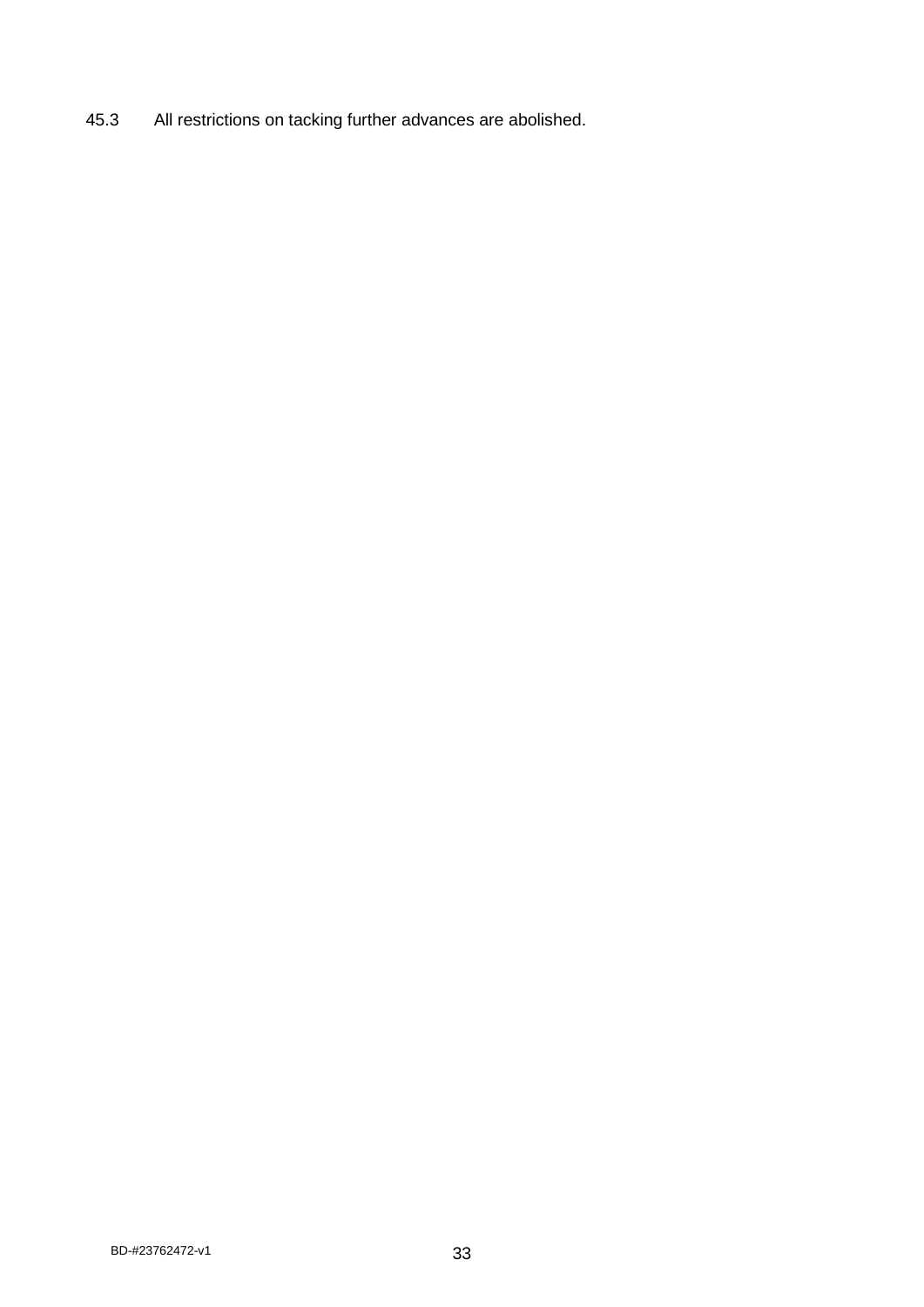45.3 All restrictions on tacking further advances are abolished.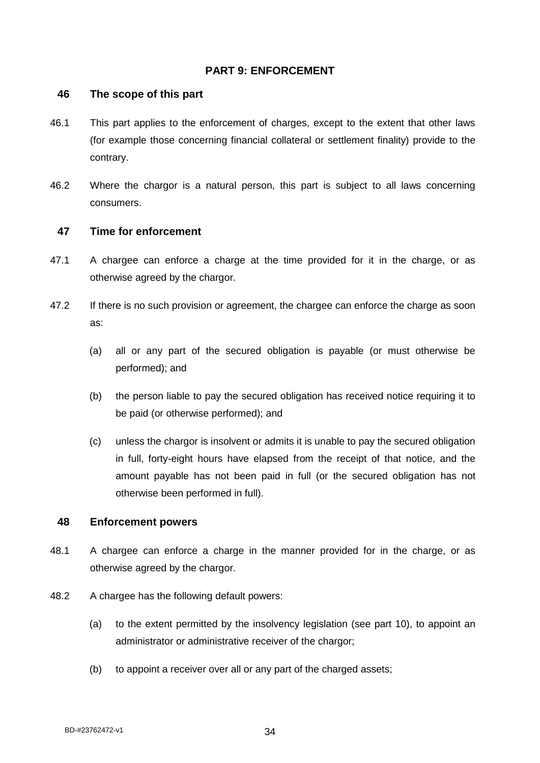## PART 9: ENFORCEMENT

### 46 The scope of this part

46.1 This part applies to the enforcement of charges, except to the extent that other laws (for example those concerning financial collateral or settlement finality) provide to the contrary.

46.2 Where the chargor is a natural person, this part is subject to all laws concerning consumers.

### 47 Time for enforcement

47.1 A chargee can enforce a charge at the time provided for it in the charge, or as otherwise agreed by the chargor.

47.2 If there is no such provision or agreement, the chargee can enforce the charge as soon as:

(a) all or any part of the secured obligation is payable (or must otherwise be performed); and

(b) the person liable to pay the secured obligation has received notice requiring it to be paid (or otherwise performed); and

(c) unless the chargor is insolvent or admits it is unable to pay the secured obligation in full, forty-eight hours have elapsed from the receipt of that notice, and the amount payable has not been paid in full (or the secured obligation has not otherwise been performed in full).

### 48 Enforcement powers

48.1 A chargee can enforce a charge in the manner provided for in the charge, or as otherwise agreed by the chargor.

48.2 A chargee has the following default powers:

(a) to the extent permitted by the insolvency legislation (see part 10), to appoint an administrator or administrative receiver of the chargor;

(b) to appoint a receiver over all or any part of the charged assets;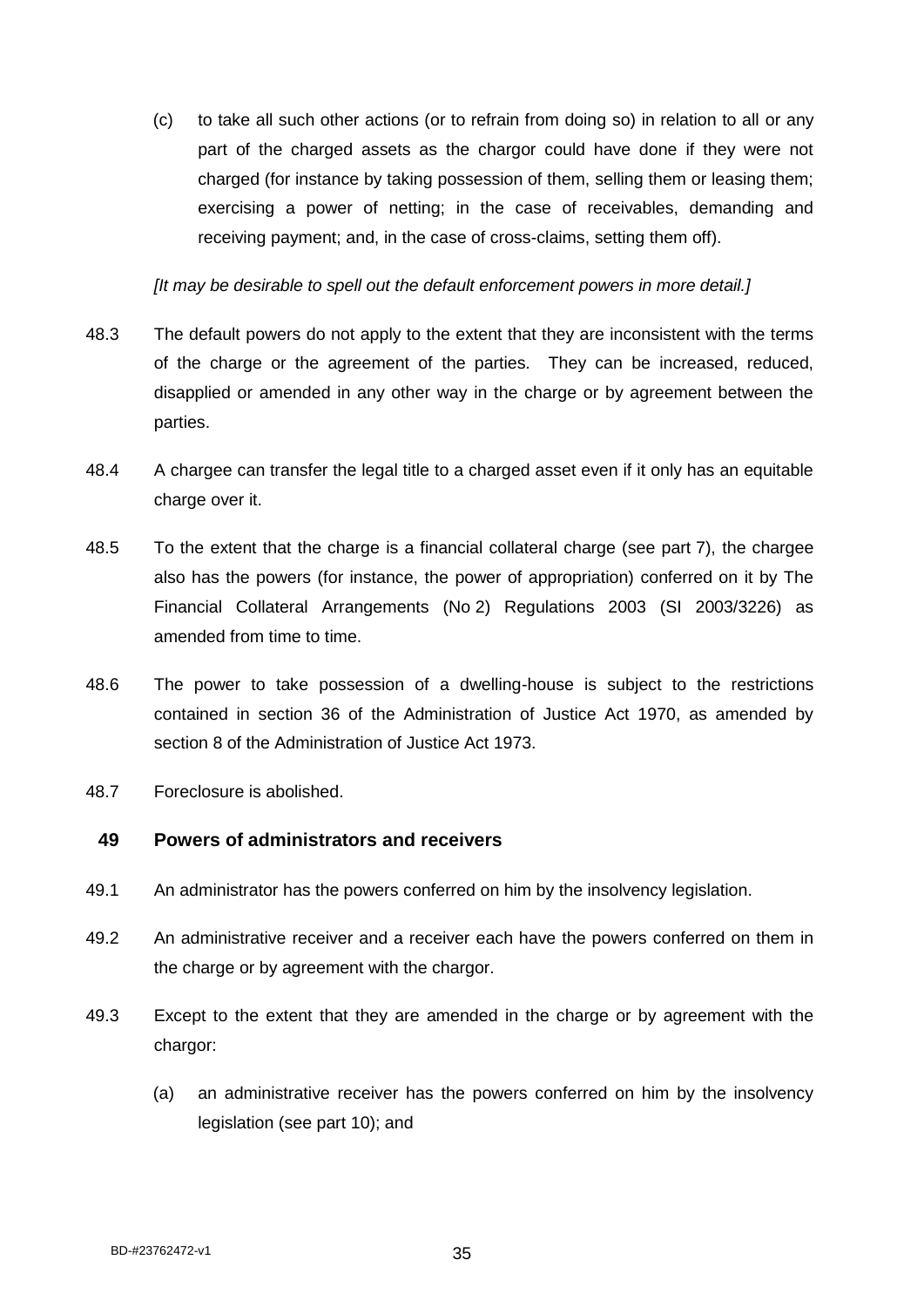(c) to take all such other actions (or to refrain from doing so) in relation to all or any part of the charged assets as the chargor could have done if they were not charged (for instance by taking possession of them, selling them or leasing them; exercising a power of netting; in the case of receivables, demanding and receiving payment; and, in the case of cross-claims, setting them off).

*[It may be desirable to spell out the default enforcement powers in more detail.]*

48.3 The default powers do not apply to the extent that they are inconsistent with the terms of the charge or the agreement of the parties. They can be increased, reduced, disapplied or amended in any other way in the charge or by agreement between the parties.

48.4 A chargee can transfer the legal title to a charged asset even if it only has an equitable charge over it.

48.5 To the extent that the charge is a financial collateral charge (see part 7), the chargee also has the powers (for instance, the power of appropriation) conferred on it by The Financial Collateral Arrangements (No 2) Regulations 2003 (SI 2003/3226) as amended from time to time.

48.6 The power to take possession of a dwelling-house is subject to the restrictions contained in section 36 of the Administration of Justice Act 1970, as amended by section 8 of the Administration of Justice Act 1973.

48.7 Foreclosure is abolished.

## 49 Powers of administrators and receivers

49.1 An administrator has the powers conferred on him by the insolvency legislation.

49.2 An administrative receiver and a receiver each have the powers conferred on them in the charge or by agreement with the chargor.

49.3 Except to the extent that they are amended in the charge or by agreement with the chargor:

(a) an administrative receiver has the powers conferred on him by the insolvency legislation (see part 10); and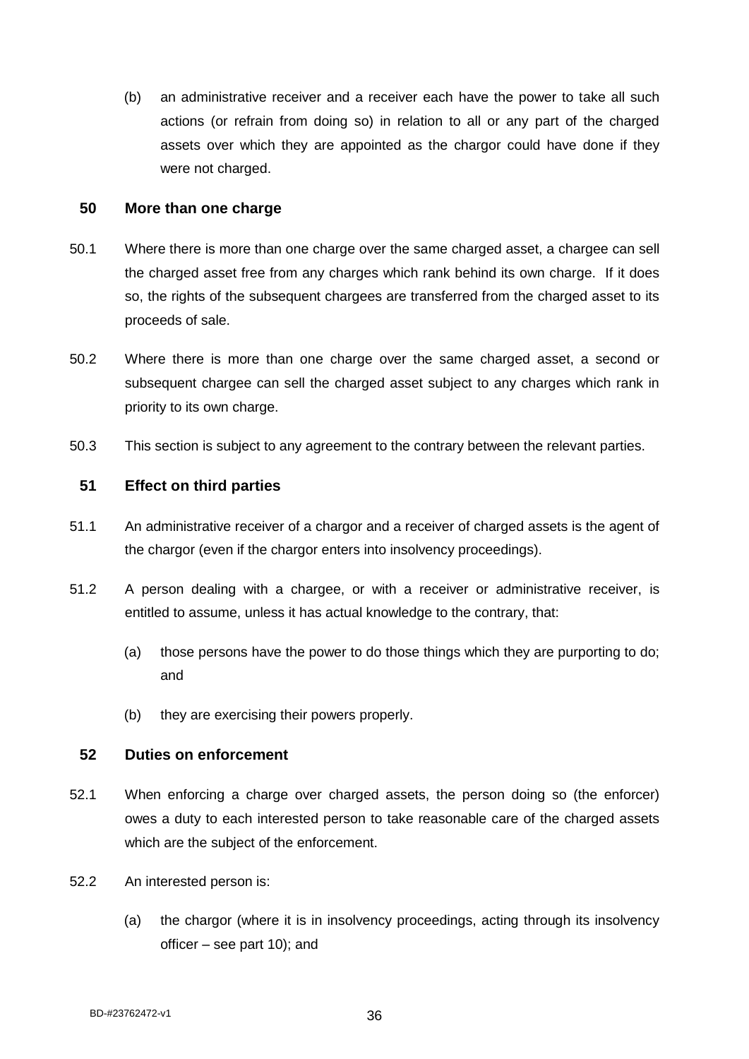(b) an administrative receiver and a receiver each have the power to take all such actions (or refrain from doing so) in relation to all or any part of the charged assets over which they are appointed as the chargor could have done if they were not charged.

## 50 More than one charge

50.1 Where there is more than one charge over the same charged asset, a chargee can sell the charged asset free from any charges which rank behind its own charge. If it does so, the rights of the subsequent chargees are transferred from the charged asset to its proceeds of sale.

50.2 Where there is more than one charge over the same charged asset, a second or subsequent chargee can sell the charged asset subject to any charges which rank in priority to its own charge.

50.3 This section is subject to any agreement to the contrary between the relevant parties.

## 51 Effect on third parties

51.1 An administrative receiver of a chargor and a receiver of charged assets is the agent of the chargor (even if the chargor enters into insolvency proceedings).

51.2 A person dealing with a chargee, or with a receiver or administrative receiver, is entitled to assume, unless it has actual knowledge to the contrary, that:

(a) those persons have the power to do those things which they are purporting to do; and

(b) they are exercising their powers properly.

## 52 Duties on enforcement

52.1 When enforcing a charge over charged assets, the person doing so (the enforcer) owes a duty to each interested person to take reasonable care of the charged assets which are the subject of the enforcement.

52.2 An interested person is:

(a) the chargor (where it is in insolvency proceedings, acting through its insolvency officer – see part 10); and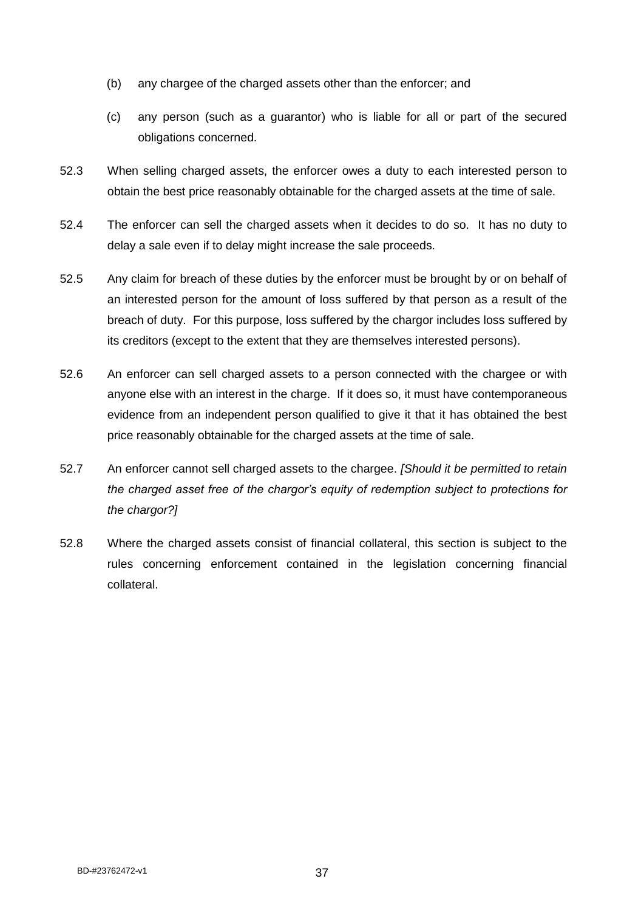(b) any chargee of the charged assets other than the enforcer; and

(c) any person (such as a guarantor) who is liable for all or part of the secured obligations concerned.

52.3 When selling charged assets, the enforcer owes a duty to each interested person to obtain the best price reasonably obtainable for the charged assets at the time of sale.

52.4 The enforcer can sell the charged assets when it decides to do so. It has no duty to delay a sale even if to delay might increase the sale proceeds.

52.5 Any claim for breach of these duties by the enforcer must be brought by or on behalf of an interested person for the amount of loss suffered by that person as a result of the breach of duty. For this purpose, loss suffered by the chargor includes loss suffered by its creditors (except to the extent that they are themselves interested persons).

52.6 An enforcer can sell charged assets to a person connected with the chargee or with anyone else with an interest in the charge. If it does so, it must have contemporaneous evidence from an independent person qualified to give it that it has obtained the best price reasonably obtainable for the charged assets at the time of sale.

52.7 An enforcer cannot sell charged assets to the chargee. *[Should it be permitted to retain the charged asset free of the chargor's equity of redemption subject to protections for the chargor?]*

52.8 Where the charged assets consist of financial collateral, this section is subject to the rules concerning enforcement contained in the legislation concerning financial collateral.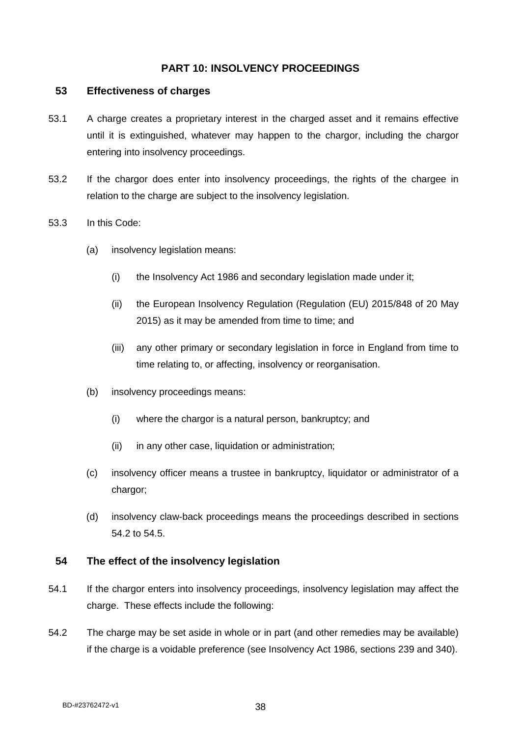## PART 10: INSOLVENCY PROCEEDINGS

### 53 Effectiveness of charges

53.1 A charge creates a proprietary interest in the charged asset and it remains effective until it is extinguished, whatever may happen to the chargor, including the chargor entering into insolvency proceedings.

53.2 If the chargor does enter into insolvency proceedings, the rights of the chargee in relation to the charge are subject to the insolvency legislation.

53.3 In this Code:

(a) insolvency legislation means:

(i) the Insolvency Act 1986 and secondary legislation made under it;

(ii) the European Insolvency Regulation (Regulation (EU) 2015/848 of 20 May 2015) as it may be amended from time to time; and

(iii) any other primary or secondary legislation in force in England from time to time relating to, or affecting, insolvency or reorganisation.

(b) insolvency proceedings means:

(i) where the chargor is a natural person, bankruptcy; and

(ii) in any other case, liquidation or administration;

(c) insolvency officer means a trustee in bankruptcy, liquidator or administrator of a chargor;

(d) insolvency claw-back proceedings means the proceedings described in sections 54.2 to 54.5.

### 54 The effect of the insolvency legislation

54.1 If the chargor enters into insolvency proceedings, insolvency legislation may affect the charge. These effects include the following:

54.2 The charge may be set aside in whole or in part (and other remedies may be available) if the charge is a voidable preference (see Insolvency Act 1986, sections 239 and 340).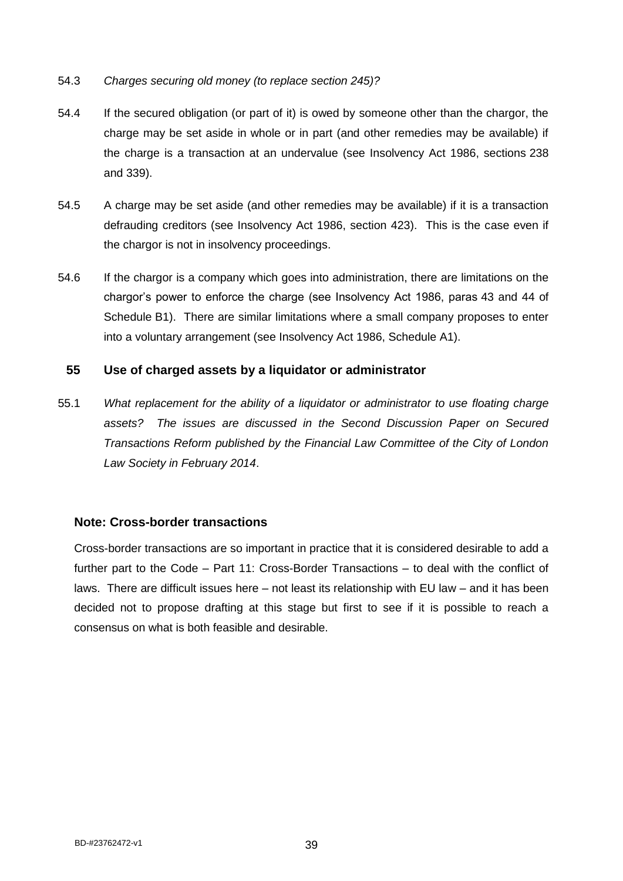54.3 *Charges securing old money (to replace section 245)?*

54.4 If the secured obligation (or part of it) is owed by someone other than the chargor, the charge may be set aside in whole or in part (and other remedies may be available) if the charge is a transaction at an undervalue (see Insolvency Act 1986, sections 238 and 339).

54.5 A charge may be set aside (and other remedies may be available) if it is a transaction defrauding creditors (see Insolvency Act 1986, section 423). This is the case even if the chargor is not in insolvency proceedings.

54.6 If the chargor is a company which goes into administration, there are limitations on the chargor's power to enforce the charge (see Insolvency Act 1986, paras 43 and 44 of Schedule B1). There are similar limitations where a small company proposes to enter into a voluntary arrangement (see Insolvency Act 1986, Schedule A1).

## 55 Use of charged assets by a liquidator or administrator

55.1 *What replacement for the ability of a liquidator or administrator to use floating charge assets? The issues are discussed in the Second Discussion Paper on Secured Transactions Reform published by the Financial Law Committee of the City of London Law Society in February 2014*.

### Note: Cross-border transactions

Cross-border transactions are so important in practice that it is considered desirable to add a further part to the Code – Part 11: Cross-Border Transactions – to deal with the conflict of laws. There are difficult issues here – not least its relationship with EU law – and it has been decided not to propose drafting at this stage but first to see if it is possible to reach a consensus on what is both feasible and desirable.